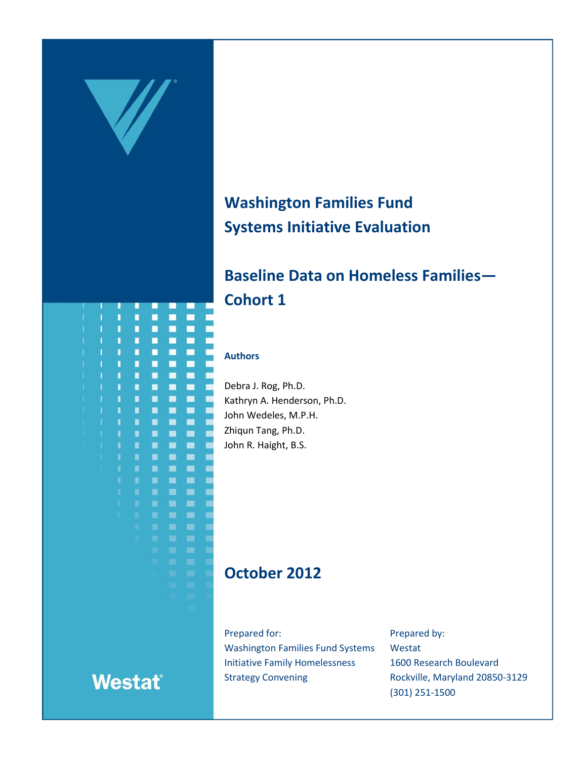# Washington Families Fund Systems Initiative Evaluation

## Baseline Data on Homeless Families—Cohort 1

**Authors**

Debra J. Rog, Ph.D.
Kathryn A. Henderson, Ph.D.
John Wedeles, M.P.H.
Zhiqun Tang, Ph.D.
John R. Haight, B.S.

## October 2012

Prepared for:
Washington Families Fund Systems Initiative Family Homelessness Strategy Convening

Prepared by:
Westat
1600 Research Boulevard
Rockville, Maryland 20850-3129
(301) 251-1500

Westat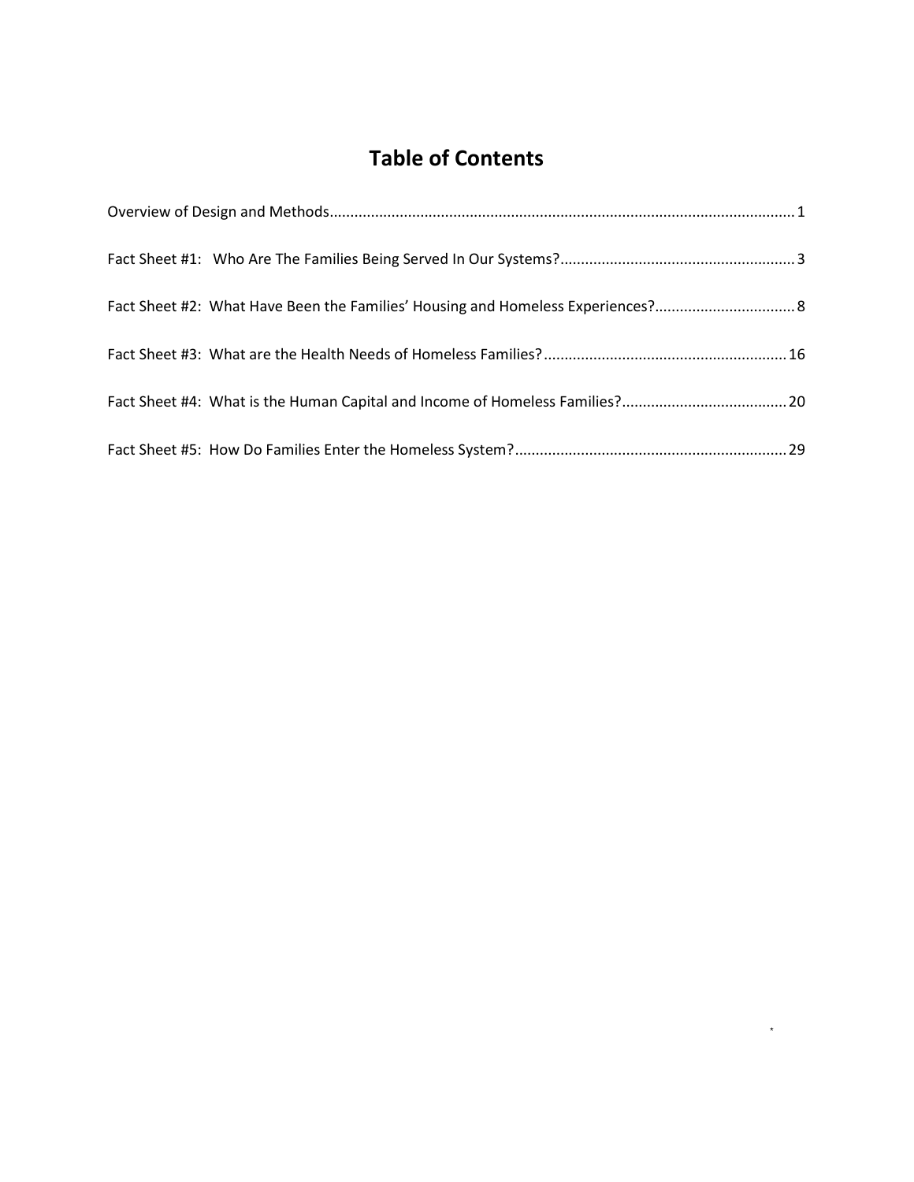# Table of Contents

Overview of Design and Methods ........................................................................................................ 1

Fact Sheet #1: Who Are The Families Being Served In Our Systems? ........................................................ 3

Fact Sheet #2: What Have Been the Families' Housing and Homeless Experiences? ................................. 8

Fact Sheet #3: What are the Health Needs of Homeless Families? ........................................................... 16

Fact Sheet #4: What is the Human Capital and Income of Homeless Families? ........................................ 20

Fact Sheet #5: How Do Families Enter the Homeless System? ................................................................. 29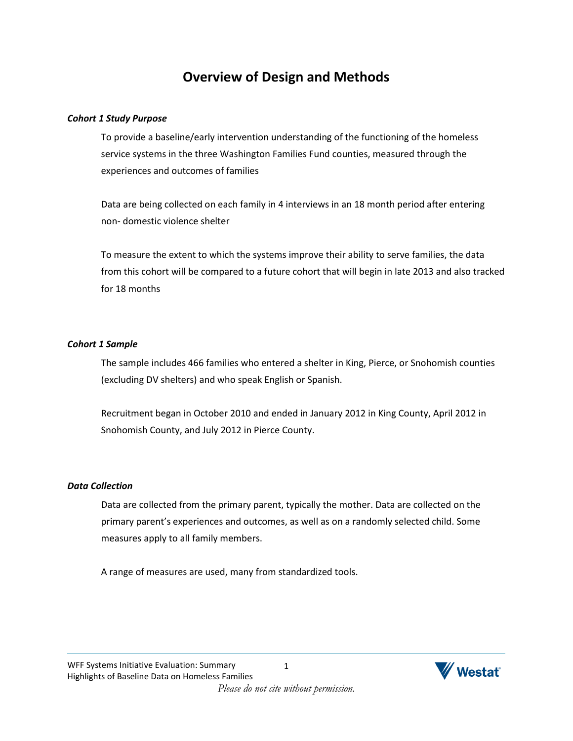# Overview of Design and Methods

***Cohort 1 Study Purpose***

To provide a baseline/early intervention understanding of the functioning of the homeless service systems in the three Washington Families Fund counties, measured through the experiences and outcomes of families

Data are being collected on each family in 4 interviews in an 18 month period after entering non- domestic violence shelter

To measure the extent to which the systems improve their ability to serve families, the data from this cohort will be compared to a future cohort that will begin in late 2013 and also tracked for 18 months

***Cohort 1 Sample***

The sample includes 466 families who entered a shelter in King, Pierce, or Snohomish counties (excluding DV shelters) and who speak English or Spanish.

Recruitment began in October 2010 and ended in January 2012 in King County, April 2012 in Snohomish County, and July 2012 in Pierce County.

***Data Collection***

Data are collected from the primary parent, typically the mother. Data are collected on the primary parent's experiences and outcomes, as well as on a randomly selected child. Some measures apply to all family members.

A range of measures are used, many from standardized tools.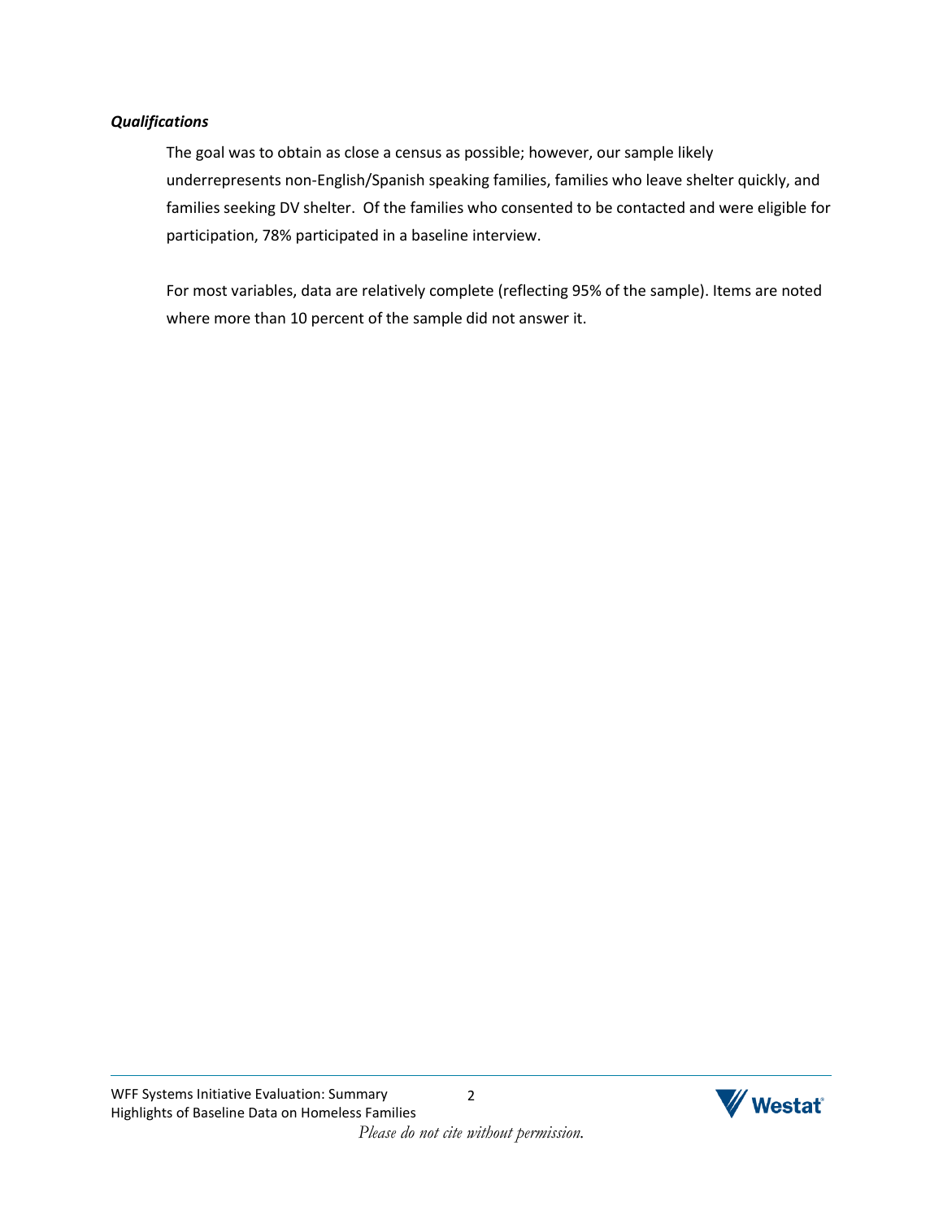***Qualifications***

The goal was to obtain as close a census as possible; however, our sample likely underrepresents non-English/Spanish speaking families, families who leave shelter quickly, and families seeking DV shelter. Of the families who consented to be contacted and were eligible for participation, 78% participated in a baseline interview.

For most variables, data are relatively complete (reflecting 95% of the sample). Items are noted where more than 10 percent of the sample did not answer it.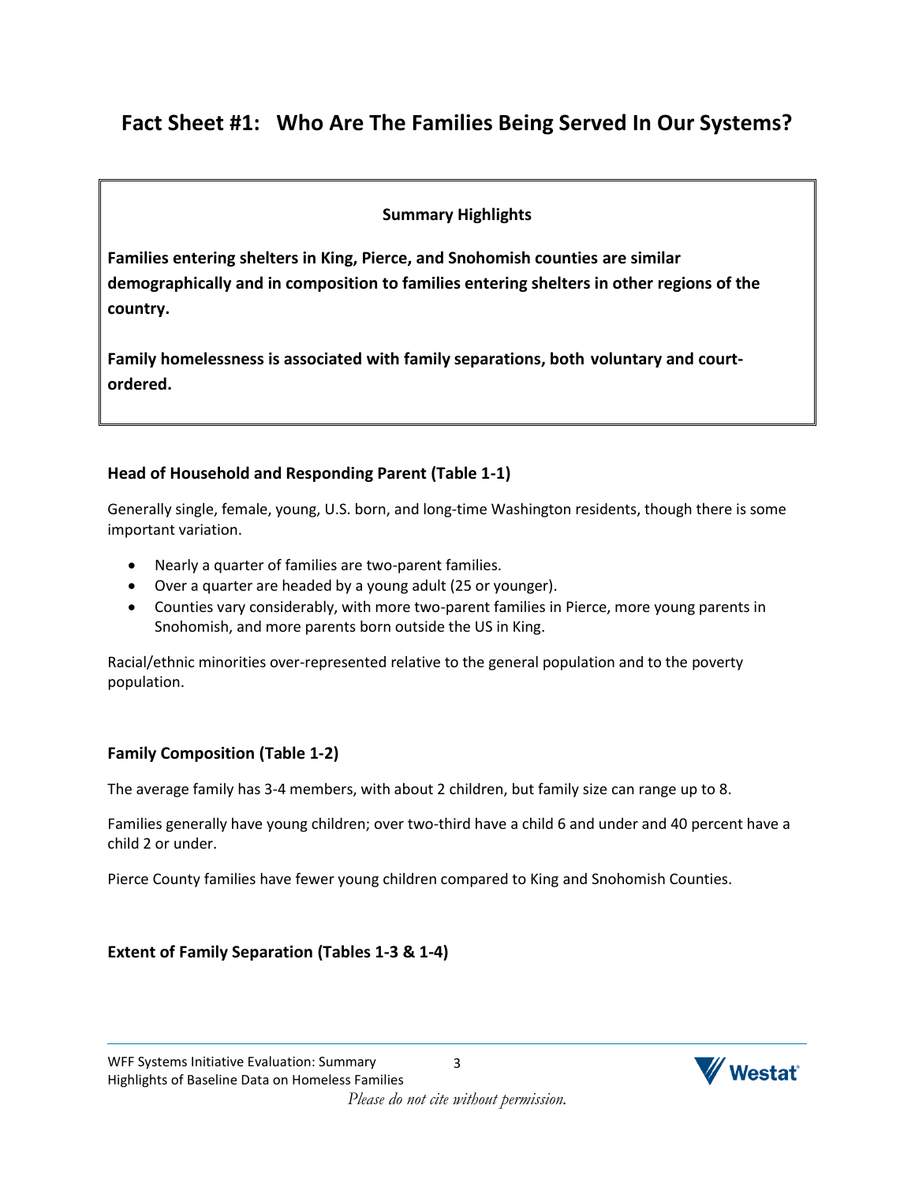# Fact Sheet #1: Who Are The Families Being Served In Our Systems?

**Summary Highlights**

**Families entering shelters in King, Pierce, and Snohomish counties are similar demographically and in composition to families entering shelters in other regions of the country.**

**Family homelessness is associated with family separations, both voluntary and court-ordered.**

### Head of Household and Responding Parent (Table 1-1)

Generally single, female, young, U.S. born, and long-time Washington residents, though there is some important variation.

- Nearly a quarter of families are two-parent families.
- Over a quarter are headed by a young adult (25 or younger).
- Counties vary considerably, with more two-parent families in Pierce, more young parents in Snohomish, and more parents born outside the US in King.

Racial/ethnic minorities over-represented relative to the general population and to the poverty population.

### Family Composition (Table 1-2)

The average family has 3-4 members, with about 2 children, but family size can range up to 8.

Families generally have young children; over two-third have a child 6 and under and 40 percent have a child 2 or under.

Pierce County families have fewer young children compared to King and Snohomish Counties.

### Extent of Family Separation (Tables 1-3 & 1-4)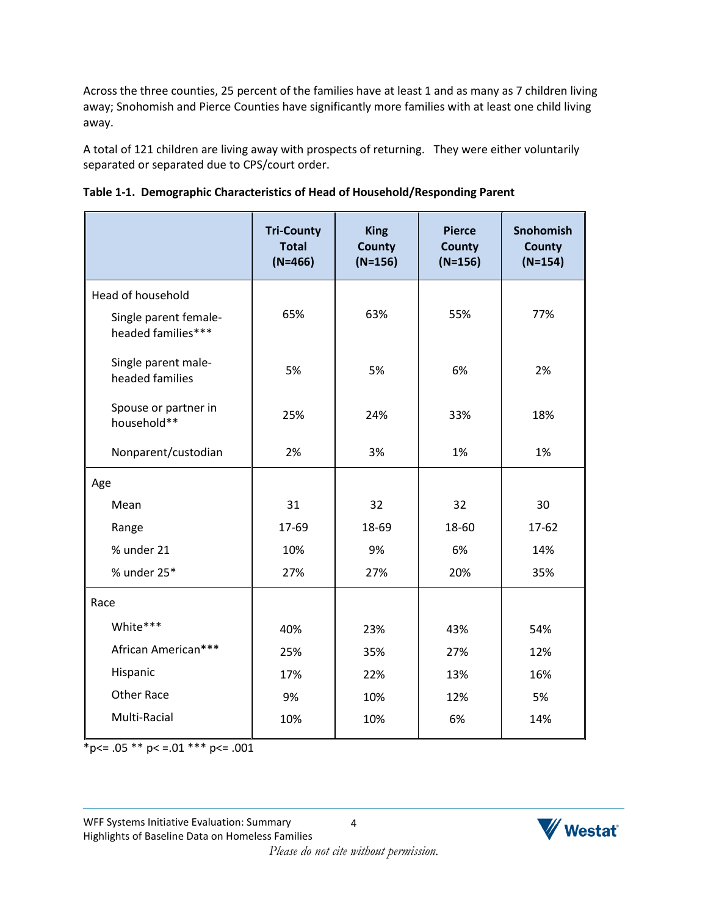Across the three counties, 25 percent of the families have at least 1 and as many as 7 children living away; Snohomish and Pierce Counties have significantly more families with at least one child living away.

A total of 121 children are living away with prospects of returning. They were either voluntarily separated or separated due to CPS/court order.

**Table 1-1. Demographic Characteristics of Head of Household/Responding Parent**

| | Tri-County Total (N=466) | King County (N=156) | Pierce County (N=156) | Snohomish County (N=154) |
|---|---|---|---|---|
| Head of household | | | | |
| Single parent female-headed families*** | 65% | 63% | 55% | 77% |
| Single parent male-headed families | 5% | 5% | 6% | 2% |
| Spouse or partner in household** | 25% | 24% | 33% | 18% |
| Nonparent/custodian | 2% | 3% | 1% | 1% |
| Age | | | | |
| Mean | 31 | 32 | 32 | 30 |
| Range | 17-69 | 18-69 | 18-60 | 17-62 |
| % under 21 | 10% | 9% | 6% | 14% |
| % under 25* | 27% | 27% | 20% | 35% |
| Race | | | | |
| White*** | 40% | 23% | 43% | 54% |
| African American*** | 25% | 35% | 27% | 12% |
| Hispanic | 17% | 22% | 13% | 16% |
| Other Race | 9% | 10% | 12% | 5% |
| Multi-Racial | 10% | 10% | 6% | 14% |

*p<= .05 ** p< =.01 *** p<= .001

*Please do not cite without permission.*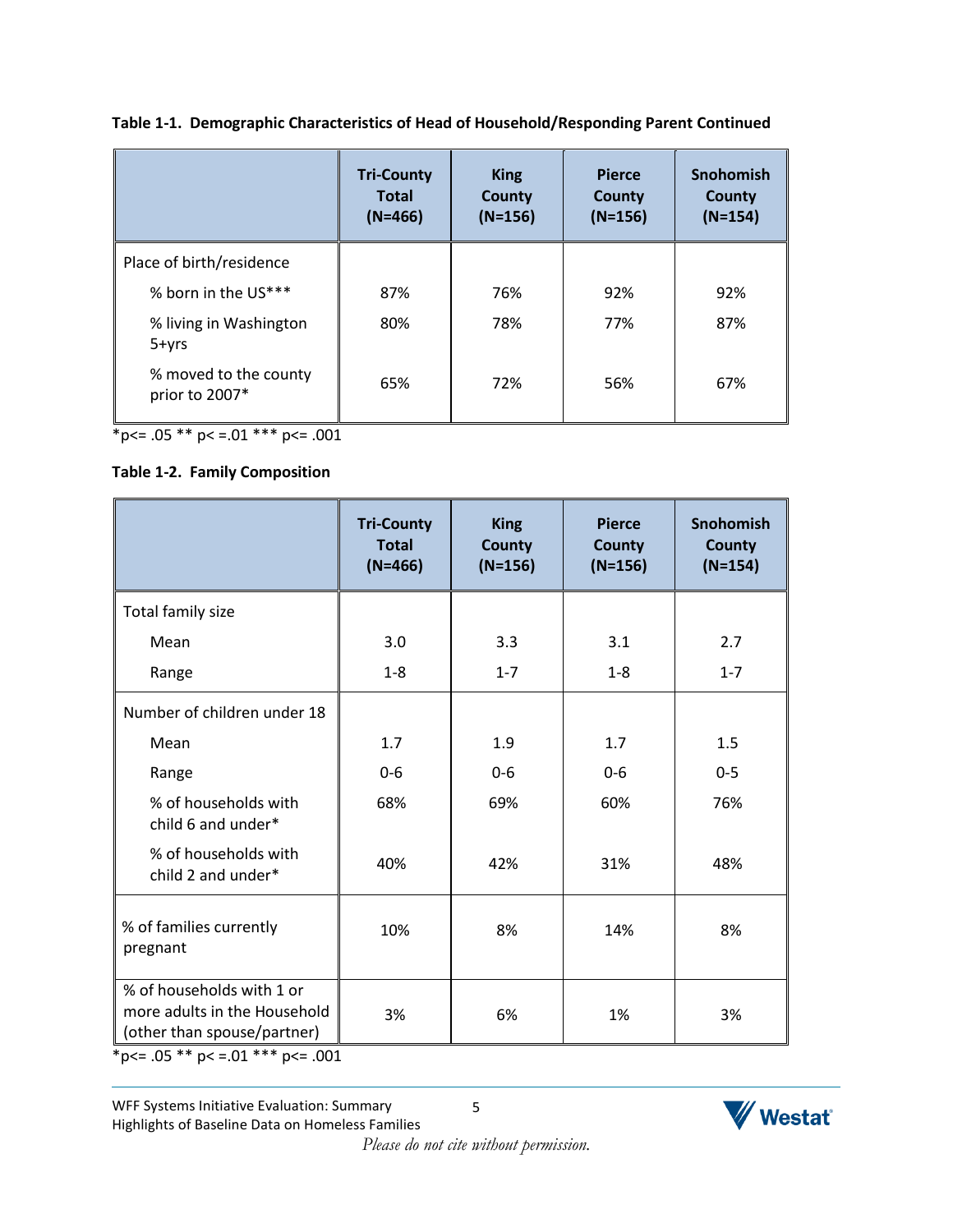**Table 1-1. Demographic Characteristics of Head of Household/Responding Parent Continued**

| | Tri-County Total (N=466) | King County (N=156) | Pierce County (N=156) | Snohomish County (N=154) |
|---|---|---|---|---|
| Place of birth/residence | | | | |
| % born in the US*** | 87% | 76% | 92% | 92% |
| % living in Washington 5+yrs | 80% | 78% | 77% | 87% |
| % moved to the county prior to 2007* | 65% | 72% | 56% | 67% |

*p<= .05 ** p< =.01 *** p<= .001

**Table 1-2. Family Composition**

| | Tri-County Total (N=466) | King County (N=156) | Pierce County (N=156) | Snohomish County (N=154) |
|---|---|---|---|---|
| Total family size | | | | |
| Mean | 3.0 | 3.3 | 3.1 | 2.7 |
| Range | 1-8 | 1-7 | 1-8 | 1-7 |
| Number of children under 18 | | | | |
| Mean | 1.7 | 1.9 | 1.7 | 1.5 |
| Range | 0-6 | 0-6 | 0-6 | 0-5 |
| % of households with child 6 and under* | 68% | 69% | 60% | 76% |
| % of households with child 2 and under* | 40% | 42% | 31% | 48% |
| % of families currently pregnant | 10% | 8% | 14% | 8% |
| % of households with 1 or more adults in the Household (other than spouse/partner) | 3% | 6% | 1% | 3% |

*p<= .05 ** p< =.01 *** p<= .001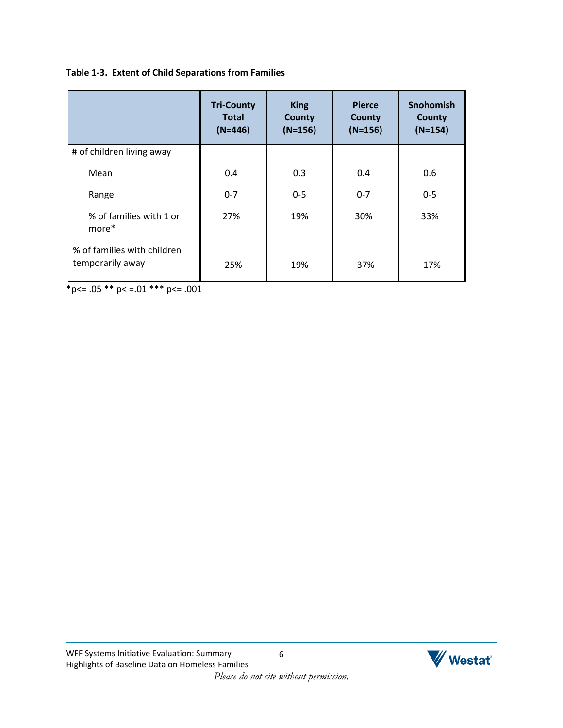**Table 1-3. Extent of Child Separations from Families**

| | Tri-County Total (N=446) | King County (N=156) | Pierce County (N=156) | Snohomish County (N=154) |
|---|---|---|---|---|
| # of children living away | | | | |
| Mean | 0.4 | 0.3 | 0.4 | 0.6 |
| Range | 0-7 | 0-5 | 0-7 | 0-5 |
| % of families with 1 or more* | 27% | 19% | 30% | 33% |
| % of families with children temporarily away | 25% | 19% | 37% | 17% |

*p<= .05 ** p< =.01 *** p<= .001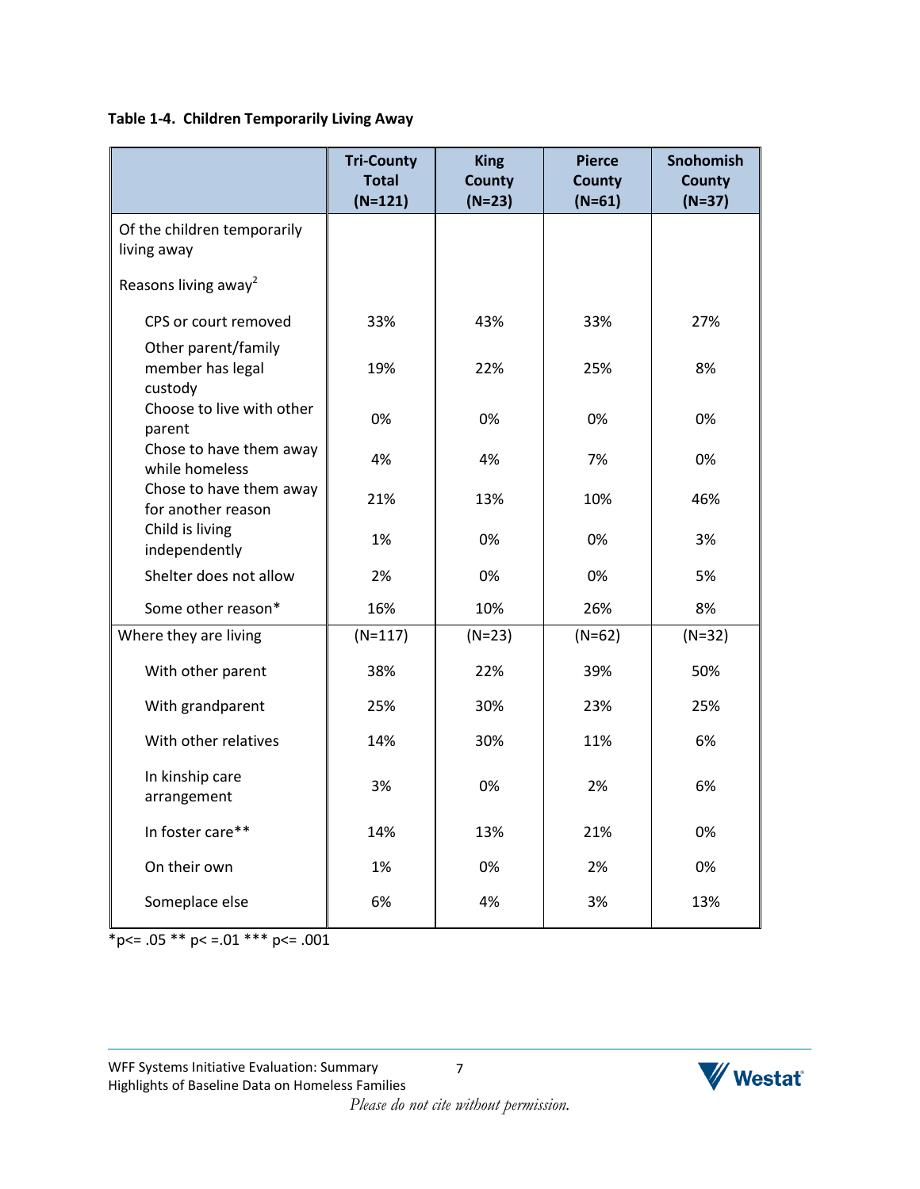**Table 1-4. Children Temporarily Living Away**

| | Tri-County Total (N=121) | King County (N=23) | Pierce County (N=61) | Snohomish County (N=37) |
|---|---|---|---|---|
| Of the children temporarily living away | | | | |
| Reasons living away[2] | | | | |
| CPS or court removed | 33% | 43% | 33% | 27% |
| Other parent/family member has legal custody | 19% | 22% | 25% | 8% |
| Choose to live with other parent | 0% | 0% | 0% | 0% |
| Chose to have them away while homeless | 4% | 4% | 7% | 0% |
| Chose to have them away for another reason | 21% | 13% | 10% | 46% |
| Child is living independently | 1% | 0% | 0% | 3% |
| Shelter does not allow | 2% | 0% | 0% | 5% |
| Some other reason* | 16% | 10% | 26% | 8% |
| Where they are living | (N=117) | (N=23) | (N=62) | (N=32) |
| With other parent | 38% | 22% | 39% | 50% |
| With grandparent | 25% | 30% | 23% | 25% |
| With other relatives | 14% | 30% | 11% | 6% |
| In kinship care arrangement | 3% | 0% | 2% | 6% |
| In foster care** | 14% | 13% | 21% | 0% |
| On their own | 1% | 0% | 2% | 0% |
| Someplace else | 6% | 4% | 3% | 13% |

*p<= .05 ** p< =.01 *** p<= .001

*Please do not cite without permission.*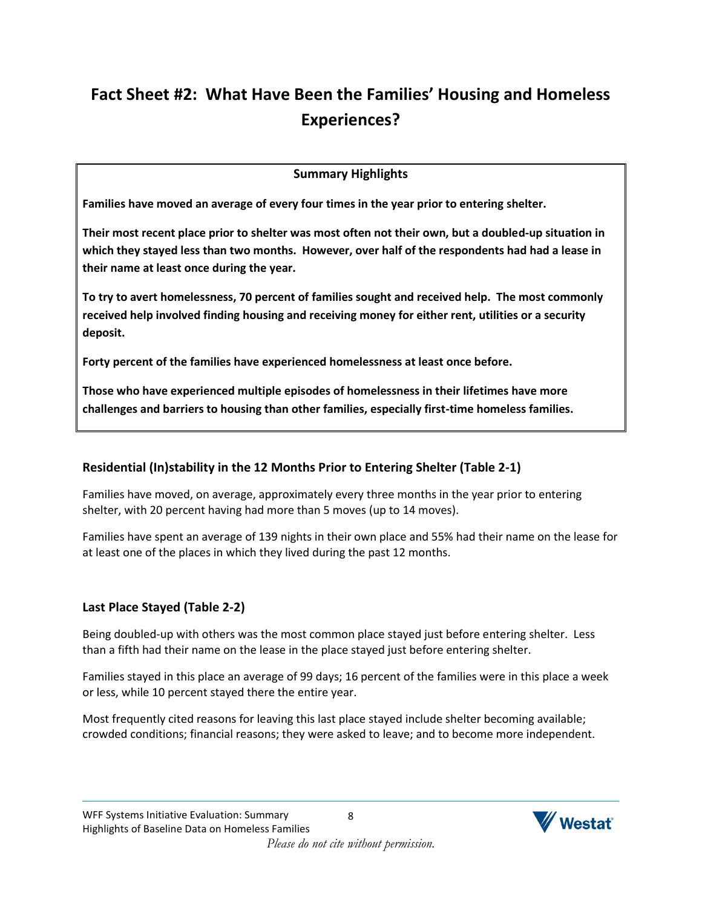# Fact Sheet #2: What Have Been the Families' Housing and Homeless Experiences?

**Summary Highlights**

**Families have moved an average of every four times in the year prior to entering shelter.**

**Their most recent place prior to shelter was most often not their own, but a doubled-up situation in which they stayed less than two months. However, over half of the respondents had had a lease in their name at least once during the year.**

**To try to avert homelessness, 70 percent of families sought and received help. The most commonly received help involved finding housing and receiving money for either rent, utilities or a security deposit.**

**Forty percent of the families have experienced homelessness at least once before.**

**Those who have experienced multiple episodes of homelessness in their lifetimes have more challenges and barriers to housing than other families, especially first-time homeless families.**

## Residential (In)stability in the 12 Months Prior to Entering Shelter (Table 2-1)

Families have moved, on average, approximately every three months in the year prior to entering shelter, with 20 percent having had more than 5 moves (up to 14 moves).

Families have spent an average of 139 nights in their own place and 55% had their name on the lease for at least one of the places in which they lived during the past 12 months.

## Last Place Stayed (Table 2-2)

Being doubled-up with others was the most common place stayed just before entering shelter. Less than a fifth had their name on the lease in the place stayed just before entering shelter.

Families stayed in this place an average of 99 days; 16 percent of the families were in this place a week or less, while 10 percent stayed there the entire year.

Most frequently cited reasons for leaving this last place stayed include shelter becoming available; crowded conditions; financial reasons; they were asked to leave; and to become more independent.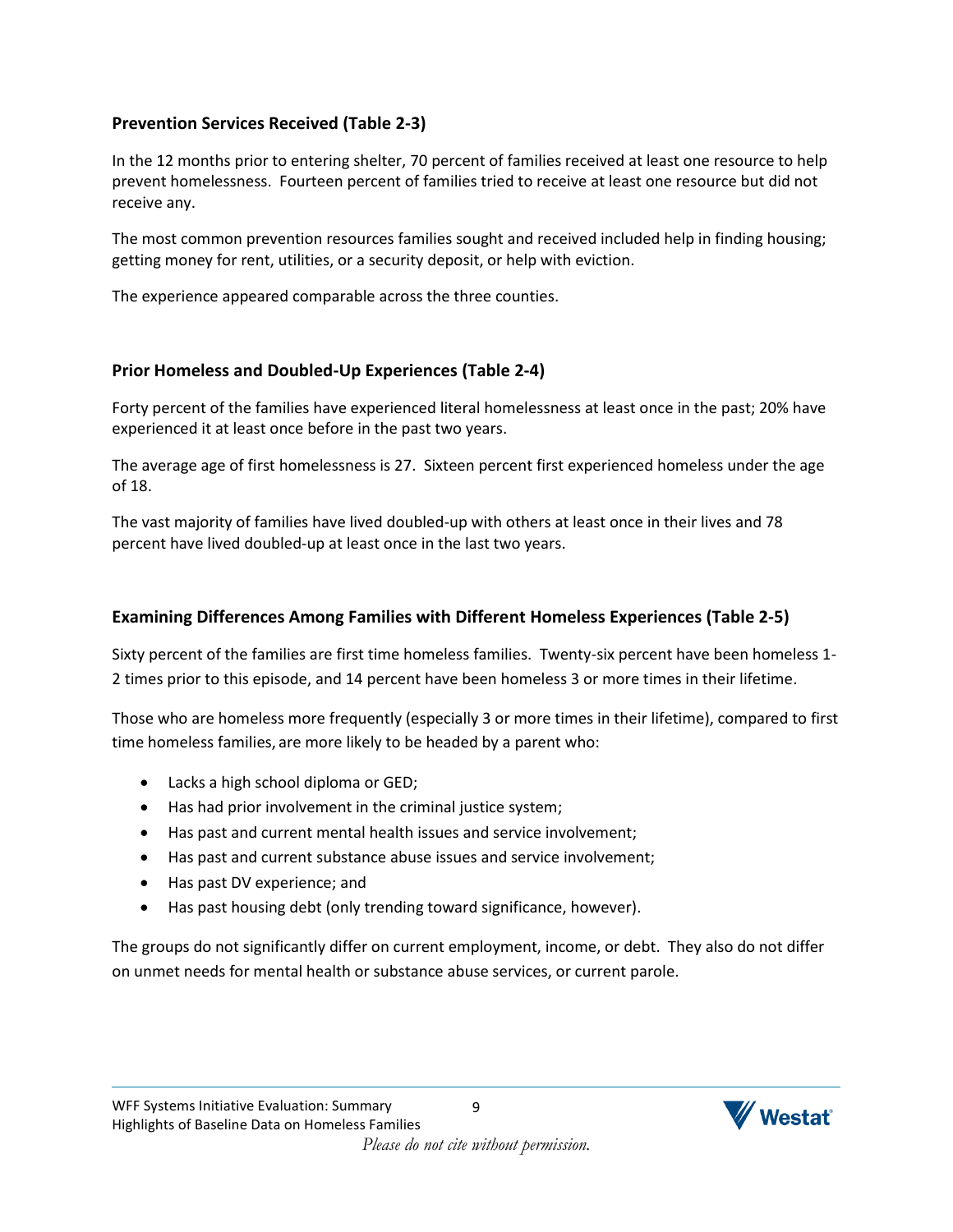## Prevention Services Received (Table 2-3)

In the 12 months prior to entering shelter, 70 percent of families received at least one resource to help prevent homelessness. Fourteen percent of families tried to receive at least one resource but did not receive any.

The most common prevention resources families sought and received included help in finding housing; getting money for rent, utilities, or a security deposit, or help with eviction.

The experience appeared comparable across the three counties.

## Prior Homeless and Doubled-Up Experiences (Table 2-4)

Forty percent of the families have experienced literal homelessness at least once in the past; 20% have experienced it at least once before in the past two years.

The average age of first homelessness is 27. Sixteen percent first experienced homeless under the age of 18.

The vast majority of families have lived doubled-up with others at least once in their lives and 78 percent have lived doubled-up at least once in the last two years.

## Examining Differences Among Families with Different Homeless Experiences (Table 2-5)

Sixty percent of the families are first time homeless families. Twenty-six percent have been homeless 1-2 times prior to this episode, and 14 percent have been homeless 3 or more times in their lifetime.

Those who are homeless more frequently (especially 3 or more times in their lifetime), compared to first time homeless families, are more likely to be headed by a parent who:

- Lacks a high school diploma or GED;
- Has had prior involvement in the criminal justice system;
- Has past and current mental health issues and service involvement;
- Has past and current substance abuse issues and service involvement;
- Has past DV experience; and
- Has past housing debt (only trending toward significance, however).

The groups do not significantly differ on current employment, income, or debt. They also do not differ on unmet needs for mental health or substance abuse services, or current parole.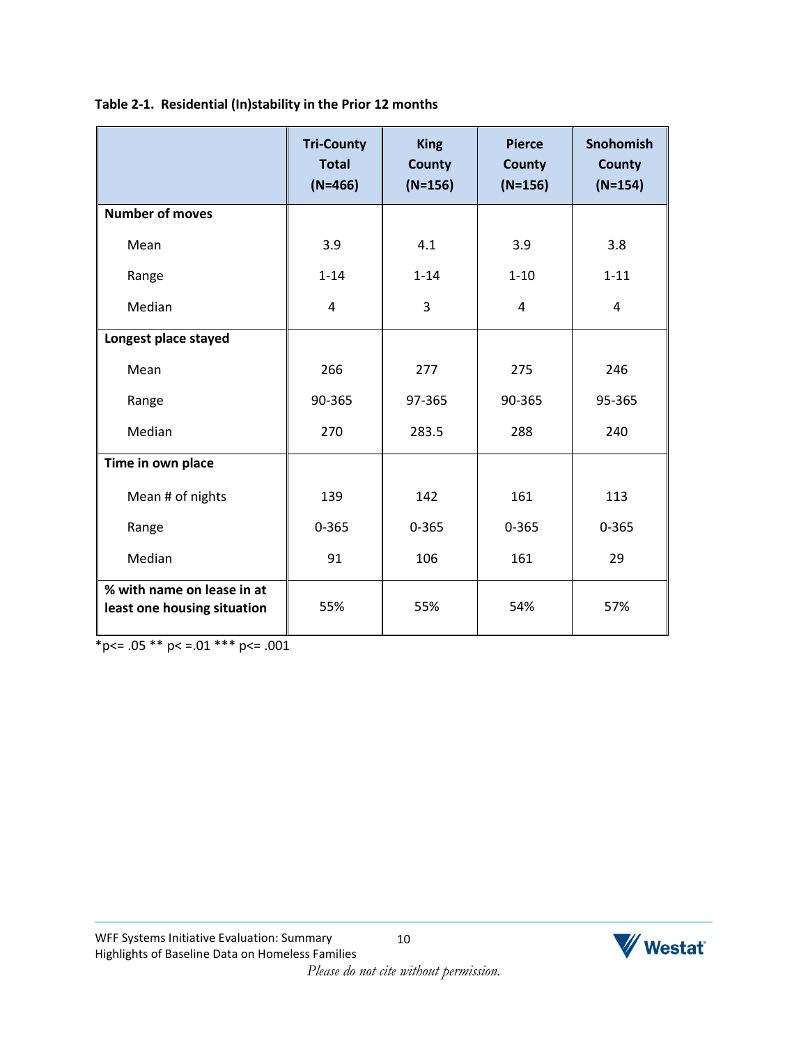**Table 2-1. Residential (In)stability in the Prior 12 months**

| | Tri-County Total (N=466) | King County (N=156) | Pierce County (N=156) | Snohomish County (N=154) |
|---|---|---|---|---|
| **Number of moves** | | | | |
| Mean | 3.9 | 4.1 | 3.9 | 3.8 |
| Range | 1-14 | 1-14 | 1-10 | 1-11 |
| Median | 4 | 3 | 4 | 4 |
| **Longest place stayed** | | | | |
| Mean | 266 | 277 | 275 | 246 |
| Range | 90-365 | 97-365 | 90-365 | 95-365 |
| Median | 270 | 283.5 | 288 | 240 |
| **Time in own place** | | | | |
| Mean # of nights | 139 | 142 | 161 | 113 |
| Range | 0-365 | 0-365 | 0-365 | 0-365 |
| Median | 91 | 106 | 161 | 29 |
| **% with name on lease in at least one housing situation** | 55% | 55% | 54% | 57% |

*p<= .05 ** p< =.01 *** p<= .001

*Please do not cite without permission.*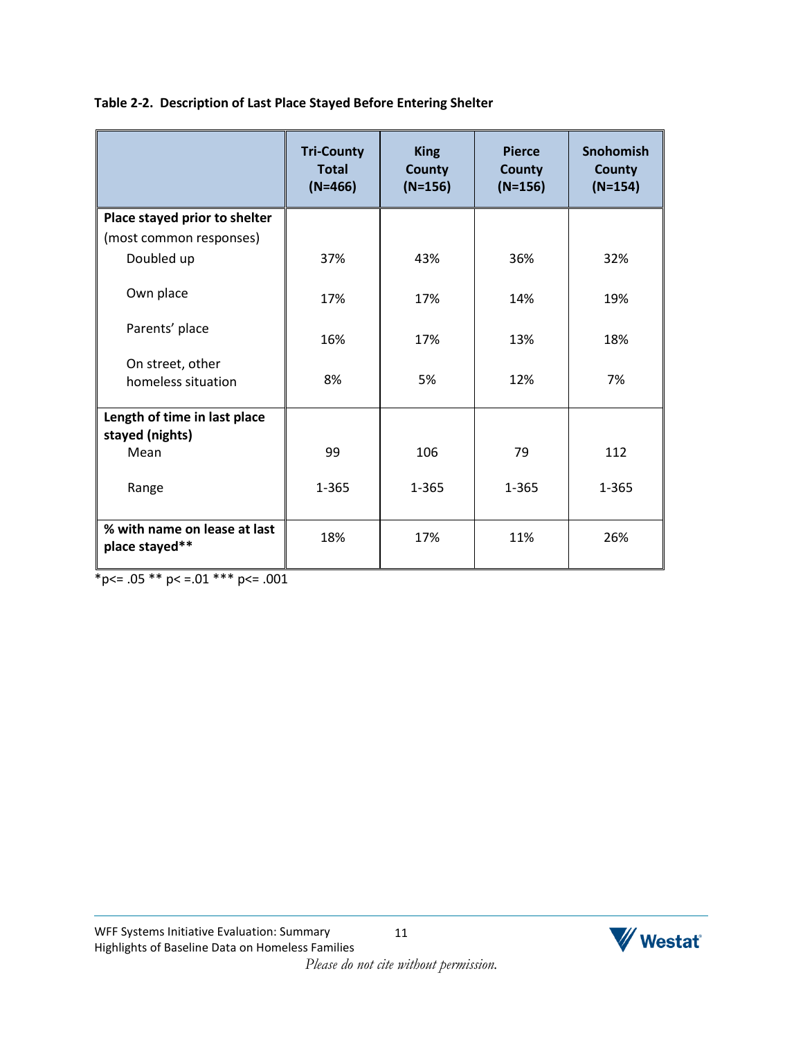**Table 2-2. Description of Last Place Stayed Before Entering Shelter**

| | Tri-County Total (N=466) | King County (N=156) | Pierce County (N=156) | Snohomish County (N=154) |
|---|---|---|---|---|
| **Place stayed prior to shelter** (most common responses) | | | | |
| Doubled up | 37% | 43% | 36% | 32% |
| Own place | 17% | 17% | 14% | 19% |
| Parents' place | 16% | 17% | 13% | 18% |
| On street, other homeless situation | 8% | 5% | 12% | 7% |
| **Length of time in last place stayed (nights)** | | | | |
| Mean | 99 | 106 | 79 | 112 |
| Range | 1-365 | 1-365 | 1-365 | 1-365 |
| **% with name on lease at last place stayed**** | 18% | 17% | 11% | 26% |

*p<= .05 ** p< =.01 *** p<= .001

*Please do not cite without permission.*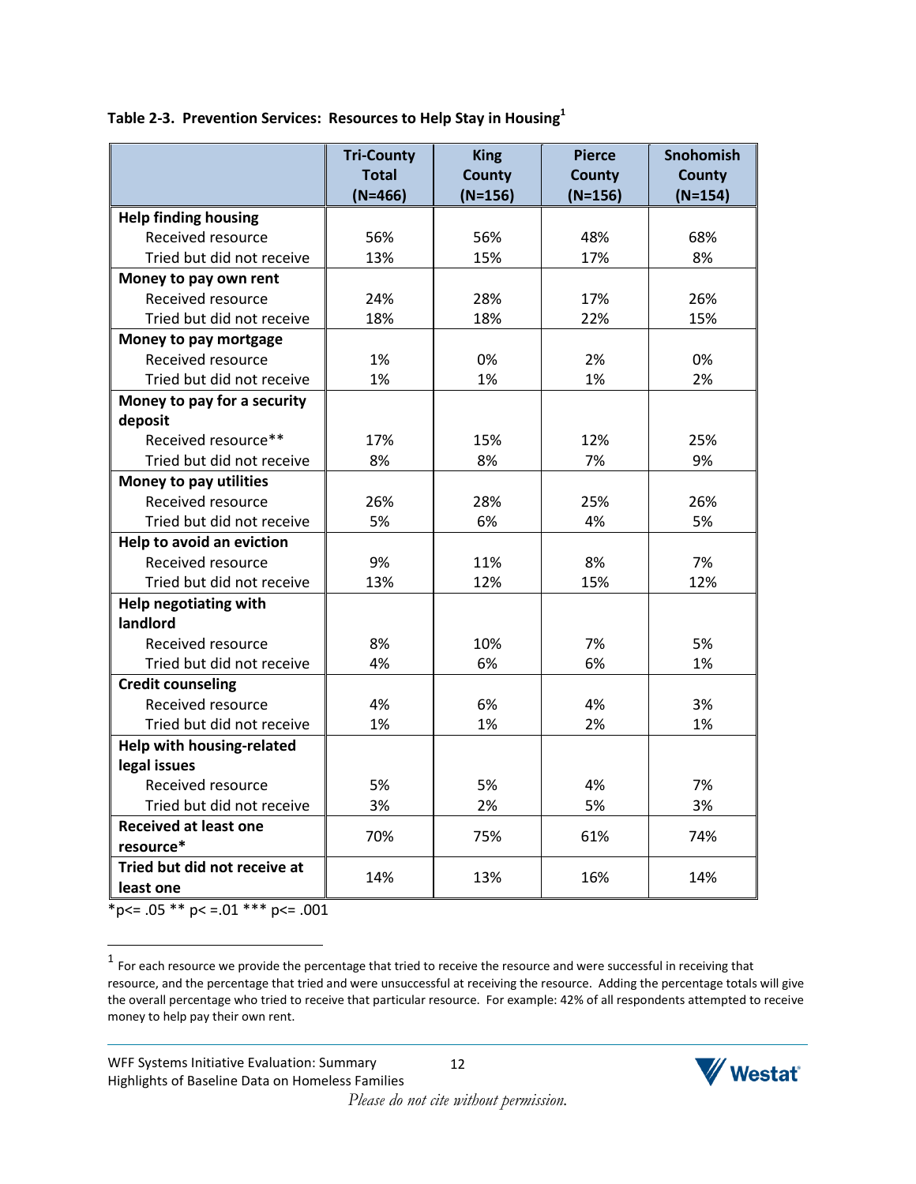**Table 2-3. Prevention Services: Resources to Help Stay in Housing[1]**

| | Tri-County Total (N=466) | King County (N=156) | Pierce County (N=156) | Snohomish County (N=154) |
|---|---|---|---|---|
| **Help finding housing** | | | | |
| Received resource | 56% | 56% | 48% | 68% |
| Tried but did not receive | 13% | 15% | 17% | 8% |
| **Money to pay own rent** | | | | |
| Received resource | 24% | 28% | 17% | 26% |
| Tried but did not receive | 18% | 18% | 22% | 15% |
| **Money to pay mortgage** | | | | |
| Received resource | 1% | 0% | 2% | 0% |
| Tried but did not receive | 1% | 1% | 1% | 2% |
| **Money to pay for a security deposit** | | | | |
| Received resource** | 17% | 15% | 12% | 25% |
| Tried but did not receive | 8% | 8% | 7% | 9% |
| **Money to pay utilities** | | | | |
| Received resource | 26% | 28% | 25% | 26% |
| Tried but did not receive | 5% | 6% | 4% | 5% |
| **Help to avoid an eviction** | | | | |
| Received resource | 9% | 11% | 8% | 7% |
| Tried but did not receive | 13% | 12% | 15% | 12% |
| **Help negotiating with landlord** | | | | |
| Received resource | 8% | 10% | 7% | 5% |
| Tried but did not receive | 4% | 6% | 6% | 1% |
| **Credit counseling** | | | | |
| Received resource | 4% | 6% | 4% | 3% |
| Tried but did not receive | 1% | 1% | 2% | 1% |
| **Help with housing-related legal issues** | | | | |
| Received resource | 5% | 5% | 4% | 7% |
| Tried but did not receive | 3% | 2% | 5% | 3% |
| **Received at least one resource*** | 70% | 75% | 61% | 74% |
| **Tried but did not receive at least one** | 14% | 13% | 16% | 14% |

*p<= .05 ** p< =.01 *** p<= .001

[1] For each resource we provide the percentage that tried to receive the resource and were successful in receiving that resource, and the percentage that tried and were unsuccessful at receiving the resource. Adding the percentage totals will give the overall percentage who tried to receive that particular resource. For example: 42% of all respondents attempted to receive money to help pay their own rent.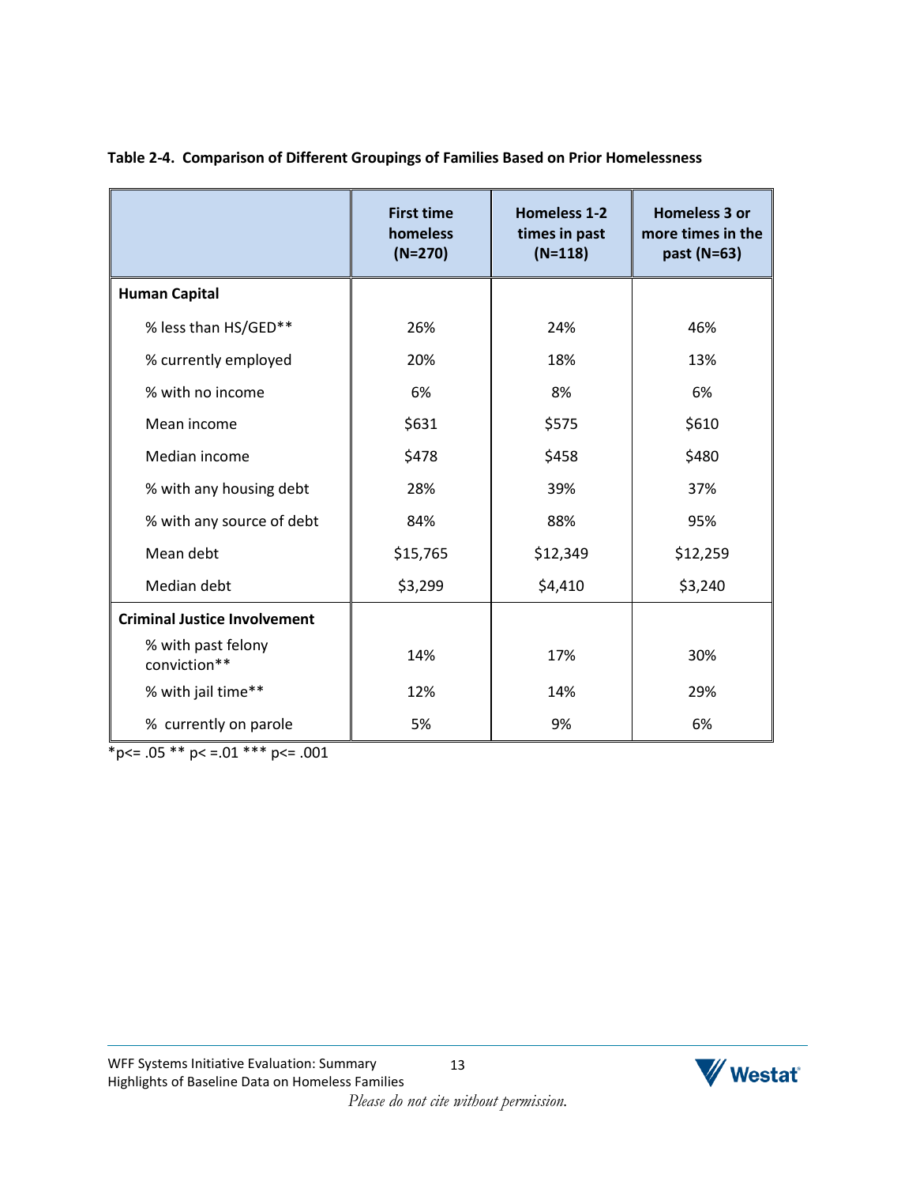**Table 2-4. Comparison of Different Groupings of Families Based on Prior Homelessness**

| | First time homeless (N=270) | Homeless 1-2 times in past (N=118) | Homeless 3 or more times in the past (N=63) |
|---|---|---|---|
| **Human Capital** | | | |
| % less than HS/GED** | 26% | 24% | 46% |
| % currently employed | 20% | 18% | 13% |
| % with no income | 6% | 8% | 6% |
| Mean income | $631 | $575 | $610 |
| Median income | $478 | $458 | $480 |
| % with any housing debt | 28% | 39% | 37% |
| % with any source of debt | 84% | 88% | 95% |
| Mean debt | $15,765 | $12,349 | $12,259 |
| Median debt | $3,299 | $4,410 | $3,240 |
| **Criminal Justice Involvement** | | | |
| % with past felony conviction** | 14% | 17% | 30% |
| % with jail time** | 12% | 14% | 29% |
| % currently on parole | 5% | 9% | 6% |

*p<= .05 ** p< =.01 *** p<= .001

*Please do not cite without permission.*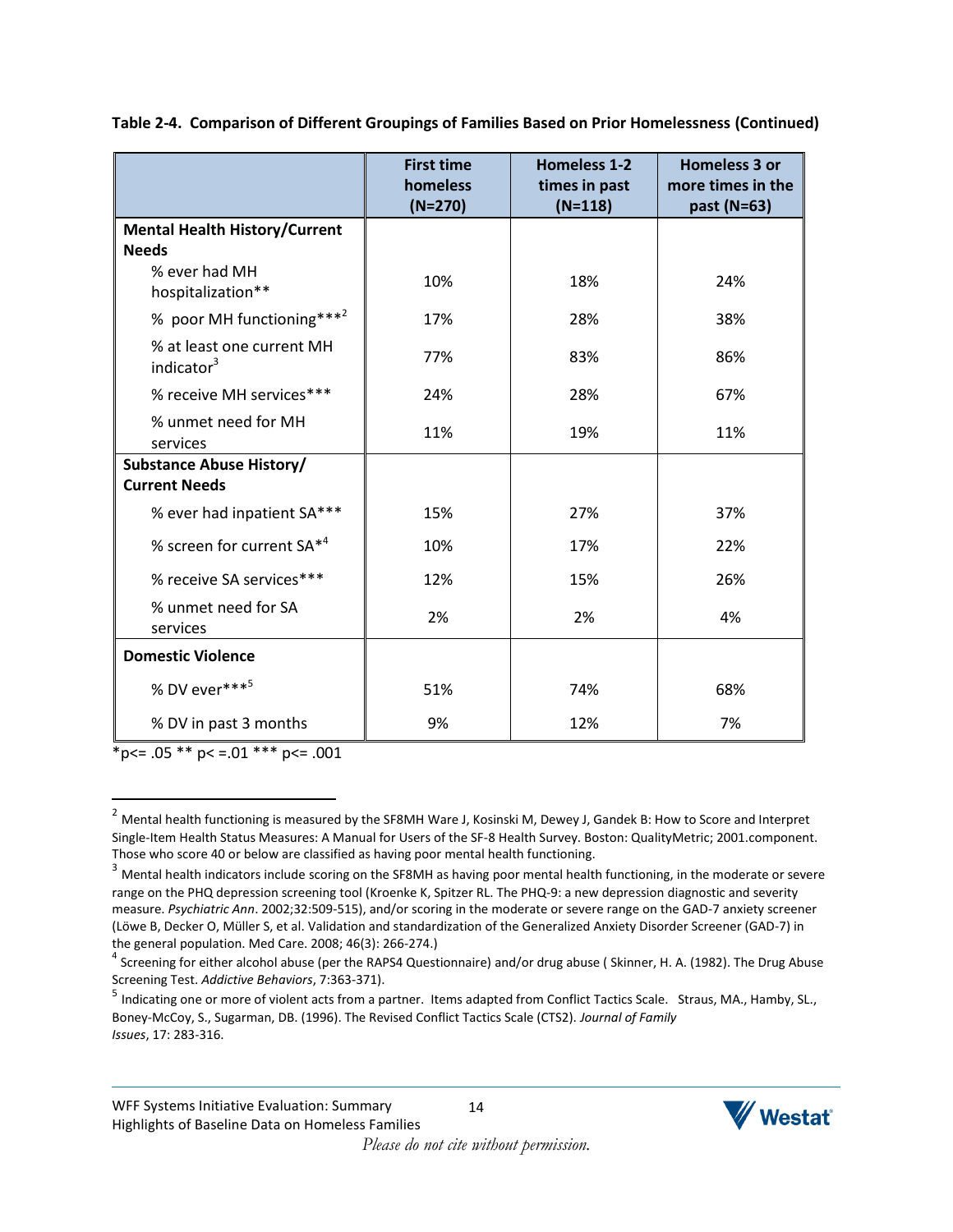**Table 2-4. Comparison of Different Groupings of Families Based on Prior Homelessness (Continued)**

| | First time homeless (N=270) | Homeless 1-2 times in past (N=118) | Homeless 3 or more times in the past (N=63) |
|---|---|---|---|
| **Mental Health History/Current Needs** | | | |
| % ever had MH hospitalization** | 10% | 18% | 24% |
| % poor MH functioning***[2] | 17% | 28% | 38% |
| % at least one current MH indicator[3] | 77% | 83% | 86% |
| % receive MH services*** | 24% | 28% | 67% |
| % unmet need for MH services | 11% | 19% | 11% |
| **Substance Abuse History/ Current Needs** | | | |
| % ever had inpatient SA*** | 15% | 27% | 37% |
| % screen for current SA*[4] | 10% | 17% | 22% |
| % receive SA services*** | 12% | 15% | 26% |
| % unmet need for SA services | 2% | 2% | 4% |
| **Domestic Violence** | | | |
| % DV ever***[5] | 51% | 74% | 68% |
| % DV in past 3 months | 9% | 12% | 7% |

*p<= .05 ** p< =.01 *** p<= .001

[2] Mental health functioning is measured by the SF8MH Ware J, Kosinski M, Dewey J, Gandek B: How to Score and Interpret Single-Item Health Status Measures: A Manual for Users of the SF-8 Health Survey. Boston: QualityMetric; 2001.component. Those who score 40 or below are classified as having poor mental health functioning.

[3] Mental health indicators include scoring on the SF8MH as having poor mental health functioning, in the moderate or severe range on the PHQ depression screening tool (Kroenke K, Spitzer RL. The PHQ-9: a new depression diagnostic and severity measure. *Psychiatric Ann*. 2002;32:509-515), and/or scoring in the moderate or severe range on the GAD-7 anxiety screener (Löwe B, Decker O, Müller S, et al. Validation and standardization of the Generalized Anxiety Disorder Screener (GAD-7) in the general population. Med Care. 2008; 46(3): 266-274.)

[4] Screening for either alcohol abuse (per the RAPS4 Questionnaire) and/or drug abuse ( Skinner, H. A. (1982). The Drug Abuse Screening Test. *Addictive Behaviors*, 7:363-371).

[5] Indicating one or more of violent acts from a partner. Items adapted from Conflict Tactics Scale. Straus, MA., Hamby, SL., Boney-McCoy, S., Sugarman, DB. (1996). The Revised Conflict Tactics Scale (CTS2). *Journal of Family Issues*, 17: 283-316.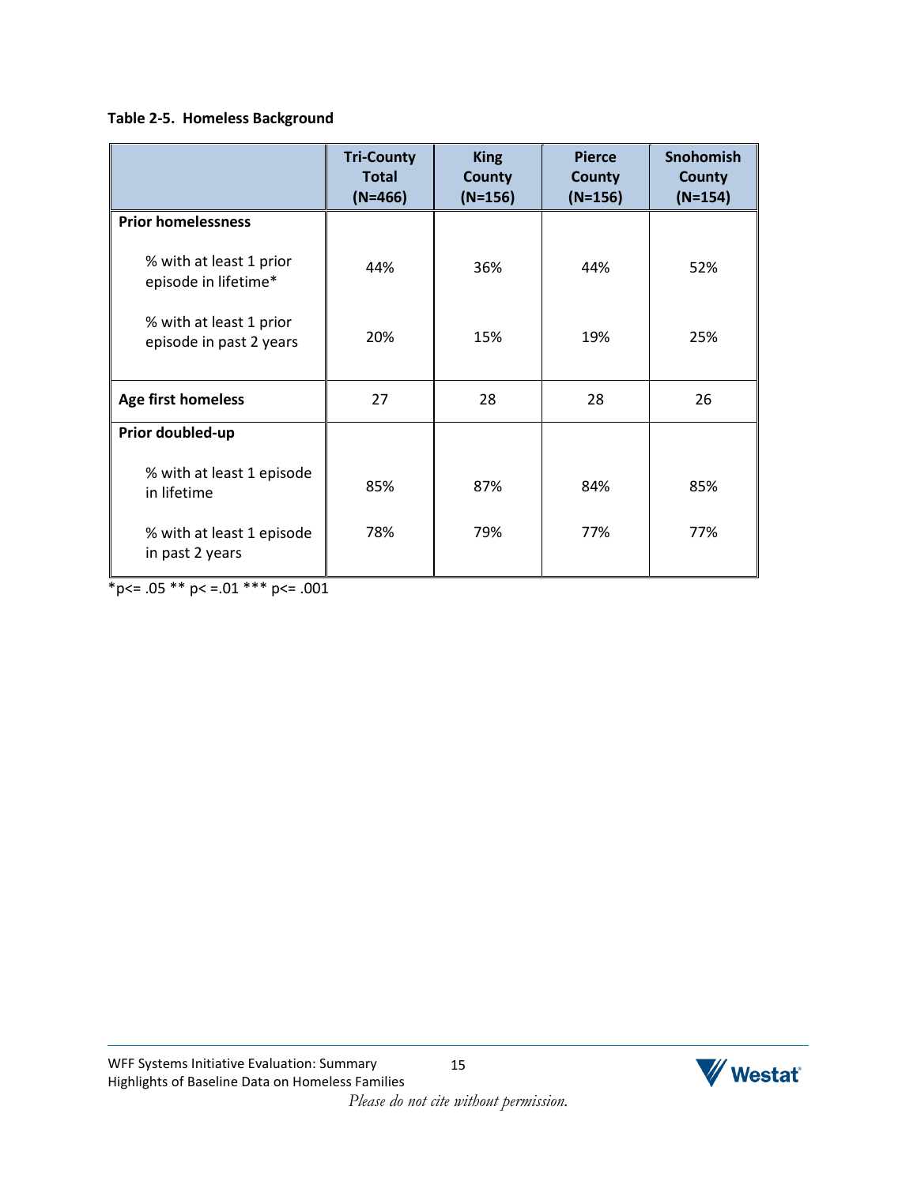**Table 2-5. Homeless Background**

| | Tri-County Total (N=466) | King County (N=156) | Pierce County (N=156) | Snohomish County (N=154) |
|---|---|---|---|---|
| **Prior homelessness** | | | | |
| % with at least 1 prior episode in lifetime* | 44% | 36% | 44% | 52% |
| % with at least 1 prior episode in past 2 years | 20% | 15% | 19% | 25% |
| **Age first homeless** | 27 | 28 | 28 | 26 |
| **Prior doubled-up** | | | | |
| % with at least 1 episode in lifetime | 85% | 87% | 84% | 85% |
| % with at least 1 episode in past 2 years | 78% | 79% | 77% | 77% |

*p<= .05 ** p< =.01 *** p<= .001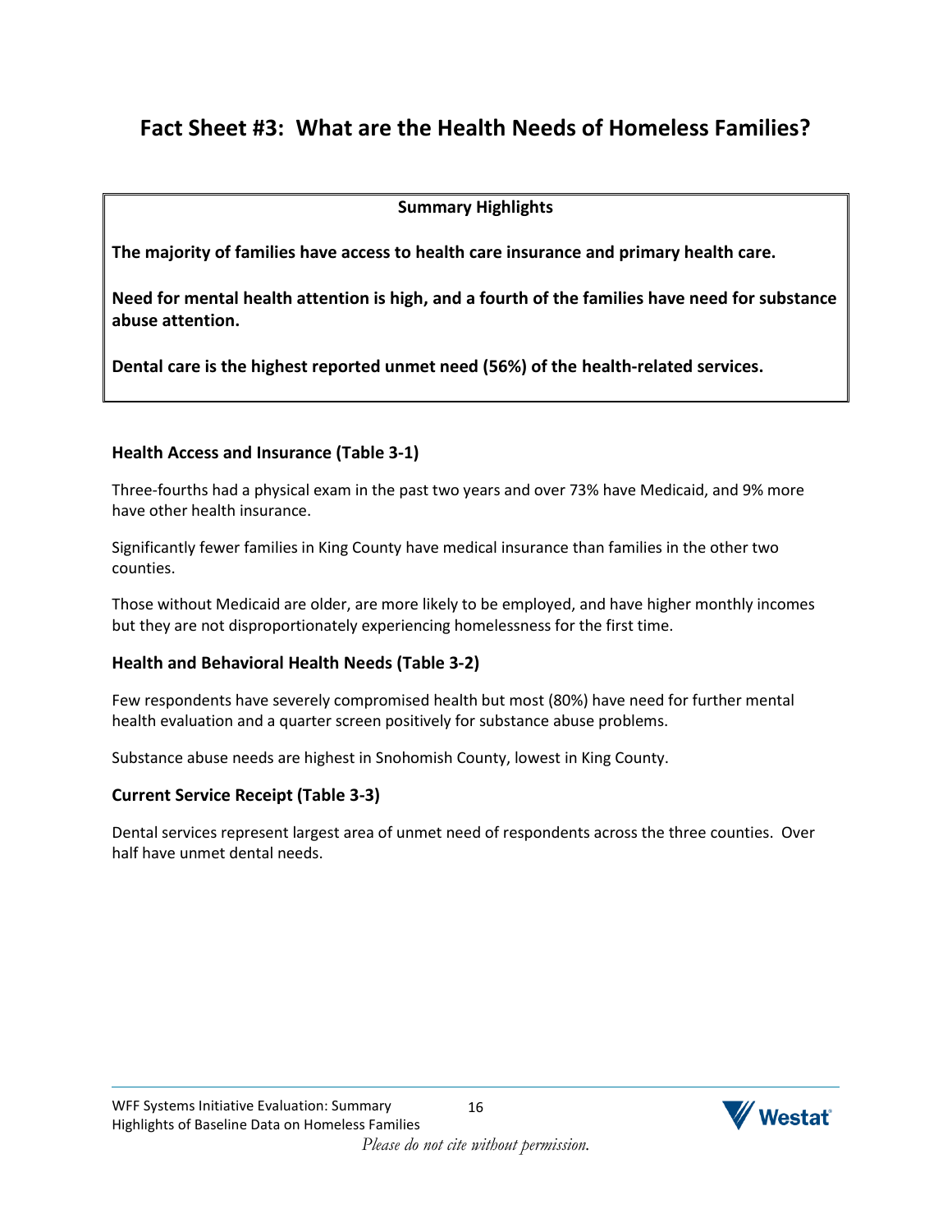# Fact Sheet #3: What are the Health Needs of Homeless Families?

**Summary Highlights**

**The majority of families have access to health care insurance and primary health care.**

**Need for mental health attention is high, and a fourth of the families have need for substance abuse attention.**

**Dental care is the highest reported unmet need (56%) of the health-related services.**

### Health Access and Insurance (Table 3-1)

Three-fourths had a physical exam in the past two years and over 73% have Medicaid, and 9% more have other health insurance.

Significantly fewer families in King County have medical insurance than families in the other two counties.

Those without Medicaid are older, are more likely to be employed, and have higher monthly incomes but they are not disproportionately experiencing homelessness for the first time.

### Health and Behavioral Health Needs (Table 3-2)

Few respondents have severely compromised health but most (80%) have need for further mental health evaluation and a quarter screen positively for substance abuse problems.

Substance abuse needs are highest in Snohomish County, lowest in King County.

### Current Service Receipt (Table 3-3)

Dental services represent largest area of unmet need of respondents across the three counties. Over half have unmet dental needs.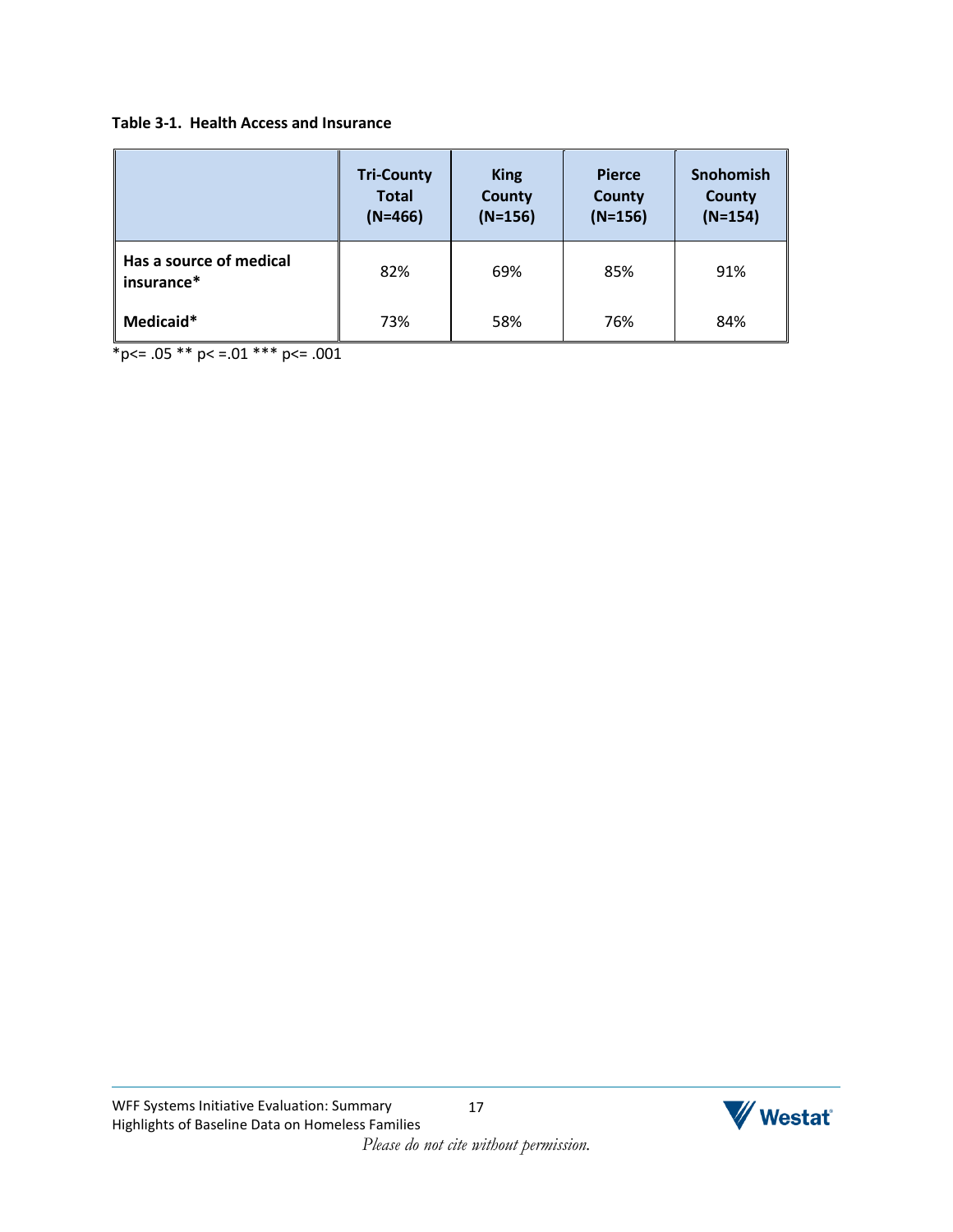**Table 3-1. Health Access and Insurance**

| | Tri-County Total (N=466) | King County (N=156) | Pierce County (N=156) | Snohomish County (N=154) |
|---|---|---|---|---|
| **Has a source of medical insurance*** | 82% | 69% | 85% | 91% |
| **Medicaid*** | 73% | 58% | 76% | 84% |

*p<= .05 ** p< =.01 *** p<= .001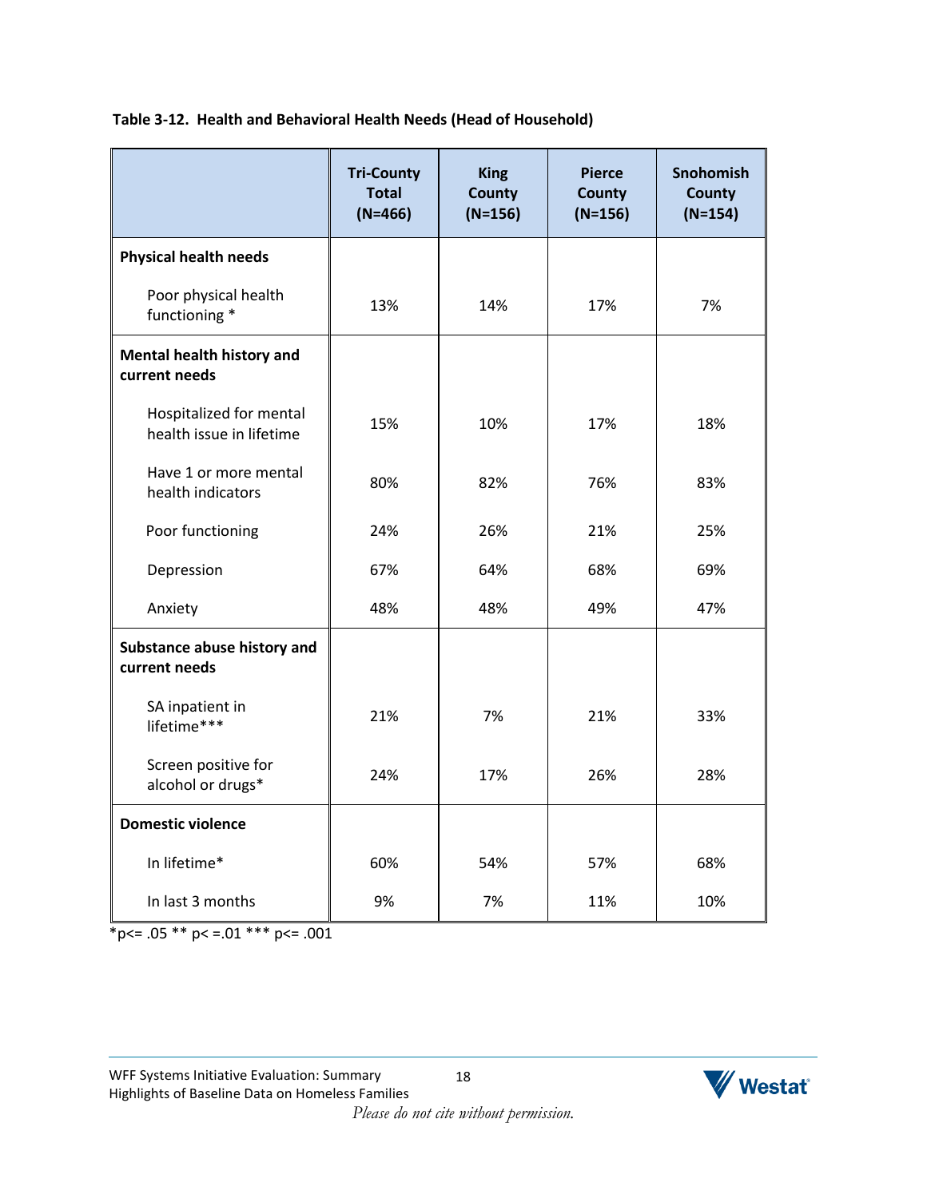**Table 3-12. Health and Behavioral Health Needs (Head of Household)**

| | Tri-County Total (N=466) | King County (N=156) | Pierce County (N=156) | Snohomish County (N=154) |
|---|---|---|---|---|
| **Physical health needs** | | | | |
| Poor physical health functioning * | 13% | 14% | 17% | 7% |
| **Mental health history and current needs** | | | | |
| Hospitalized for mental health issue in lifetime | 15% | 10% | 17% | 18% |
| Have 1 or more mental health indicators | 80% | 82% | 76% | 83% |
| Poor functioning | 24% | 26% | 21% | 25% |
| Depression | 67% | 64% | 68% | 69% |
| Anxiety | 48% | 48% | 49% | 47% |
| **Substance abuse history and current needs** | | | | |
| SA inpatient in lifetime*** | 21% | 7% | 21% | 33% |
| Screen positive for alcohol or drugs* | 24% | 17% | 26% | 28% |
| **Domestic violence** | | | | |
| In lifetime* | 60% | 54% | 57% | 68% |
| In last 3 months | 9% | 7% | 11% | 10% |

*p<= .05 ** p< =.01 *** p<= .001

*Please do not cite without permission.*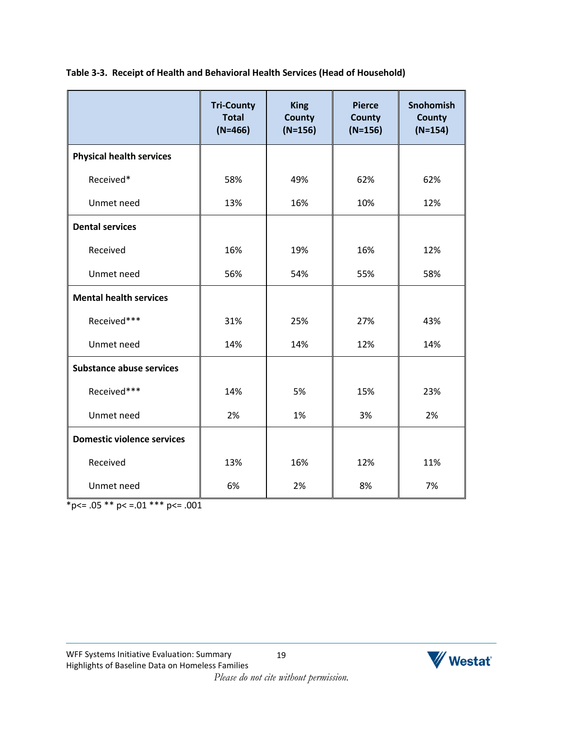**Table 3-3. Receipt of Health and Behavioral Health Services (Head of Household)**

| | Tri-County Total (N=466) | King County (N=156) | Pierce County (N=156) | Snohomish County (N=154) |
|---|---|---|---|---|
| **Physical health services** | | | | |
| Received* | 58% | 49% | 62% | 62% |
| Unmet need | 13% | 16% | 10% | 12% |
| **Dental services** | | | | |
| Received | 16% | 19% | 16% | 12% |
| Unmet need | 56% | 54% | 55% | 58% |
| **Mental health services** | | | | |
| Received*** | 31% | 25% | 27% | 43% |
| Unmet need | 14% | 14% | 12% | 14% |
| **Substance abuse services** | | | | |
| Received*** | 14% | 5% | 15% | 23% |
| Unmet need | 2% | 1% | 3% | 2% |
| **Domestic violence services** | | | | |
| Received | 13% | 16% | 12% | 11% |
| Unmet need | 6% | 2% | 8% | 7% |

*$p \le .05$ ** $p < .01$ *** $p \le .001$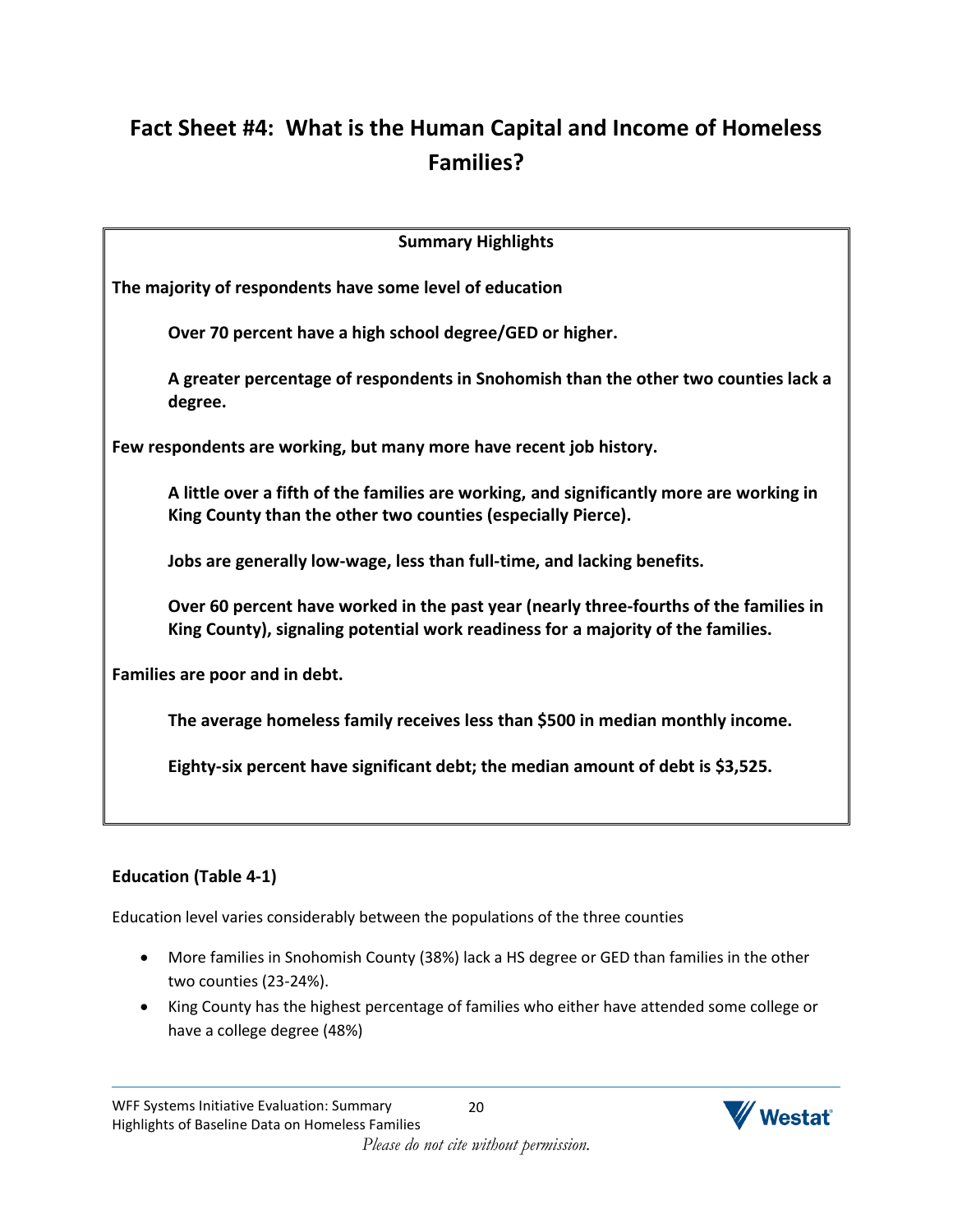# Fact Sheet #4: What is the Human Capital and Income of Homeless Families?

**Summary Highlights**

**The majority of respondents have some level of education**

> **Over 70 percent have a high school degree/GED or higher.**
>
> **A greater percentage of respondents in Snohomish than the other two counties lack a degree.**

**Few respondents are working, but many more have recent job history.**

> **A little over a fifth of the families are working, and significantly more are working in King County than the other two counties (especially Pierce).**
>
> **Jobs are generally low-wage, less than full-time, and lacking benefits.**
>
> **Over 60 percent have worked in the past year (nearly three-fourths of the families in King County), signaling potential work readiness for a majority of the families.**

**Families are poor and in debt.**

> **The average homeless family receives less than $500 in median monthly income.**
>
> **Eighty-six percent have significant debt; the median amount of debt is $3,525.**

## Education (Table 4-1)

Education level varies considerably between the populations of the three counties

- More families in Snohomish County (38%) lack a HS degree or GED than families in the other two counties (23-24%).
- King County has the highest percentage of families who either have attended some college or have a college degree (48%)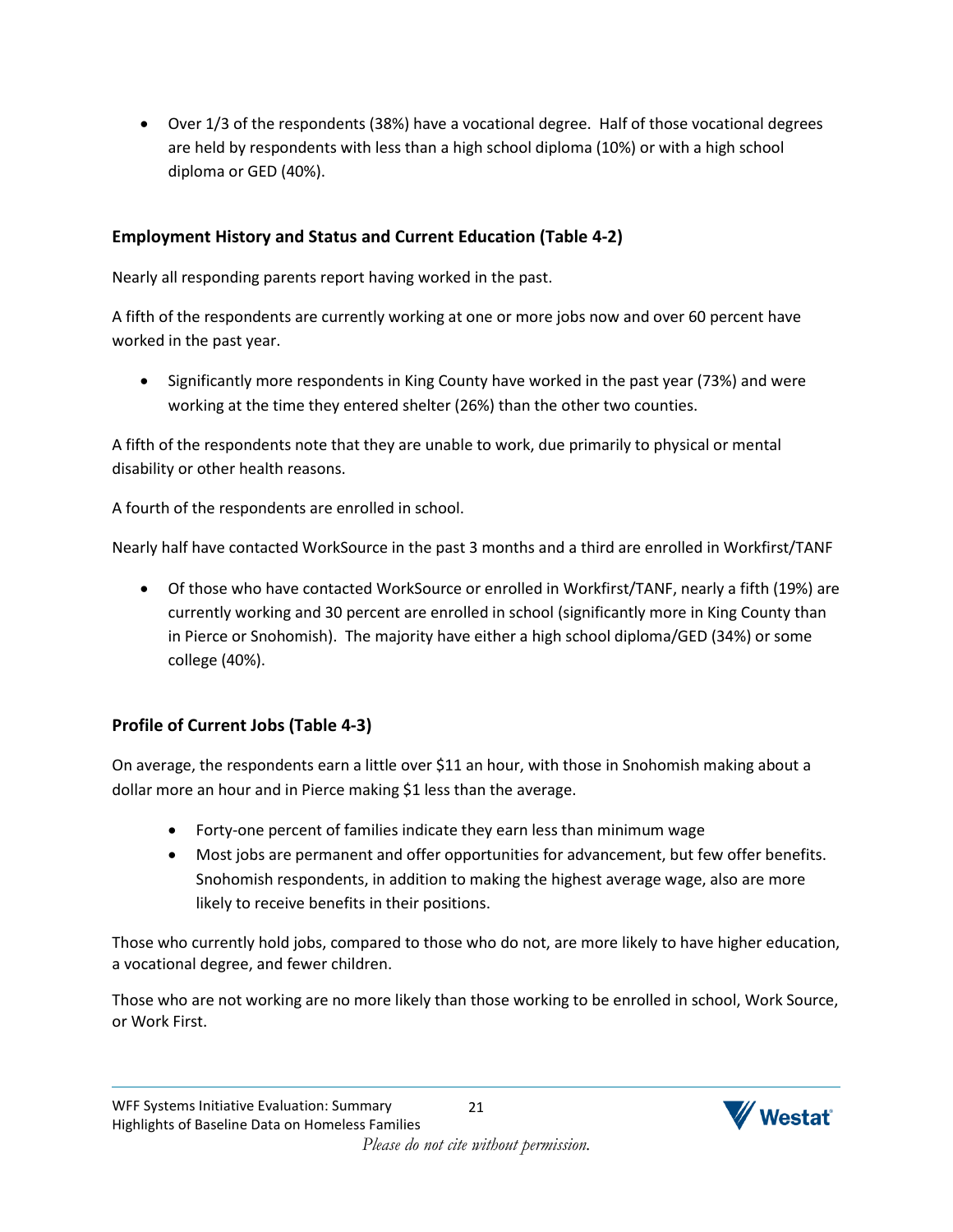- Over 1/3 of the respondents (38%) have a vocational degree. Half of those vocational degrees are held by respondents with less than a high school diploma (10%) or with a high school diploma or GED (40%).

### Employment History and Status and Current Education (Table 4-2)

Nearly all responding parents report having worked in the past.

A fifth of the respondents are currently working at one or more jobs now and over 60 percent have worked in the past year.

- Significantly more respondents in King County have worked in the past year (73%) and were working at the time they entered shelter (26%) than the other two counties.

A fifth of the respondents note that they are unable to work, due primarily to physical or mental disability or other health reasons.

A fourth of the respondents are enrolled in school.

Nearly half have contacted WorkSource in the past 3 months and a third are enrolled in Workfirst/TANF

- Of those who have contacted WorkSource or enrolled in Workfirst/TANF, nearly a fifth (19%) are currently working and 30 percent are enrolled in school (significantly more in King County than in Pierce or Snohomish). The majority have either a high school diploma/GED (34%) or some college (40%).

### Profile of Current Jobs (Table 4-3)

On average, the respondents earn a little over $11 an hour, with those in Snohomish making about a dollar more an hour and in Pierce making $1 less than the average.

- Forty-one percent of families indicate they earn less than minimum wage
- Most jobs are permanent and offer opportunities for advancement, but few offer benefits. Snohomish respondents, in addition to making the highest average wage, also are more likely to receive benefits in their positions.

Those who currently hold jobs, compared to those who do not, are more likely to have higher education, a vocational degree, and fewer children.

Those who are not working are no more likely than those working to be enrolled in school, Work Source, or Work First.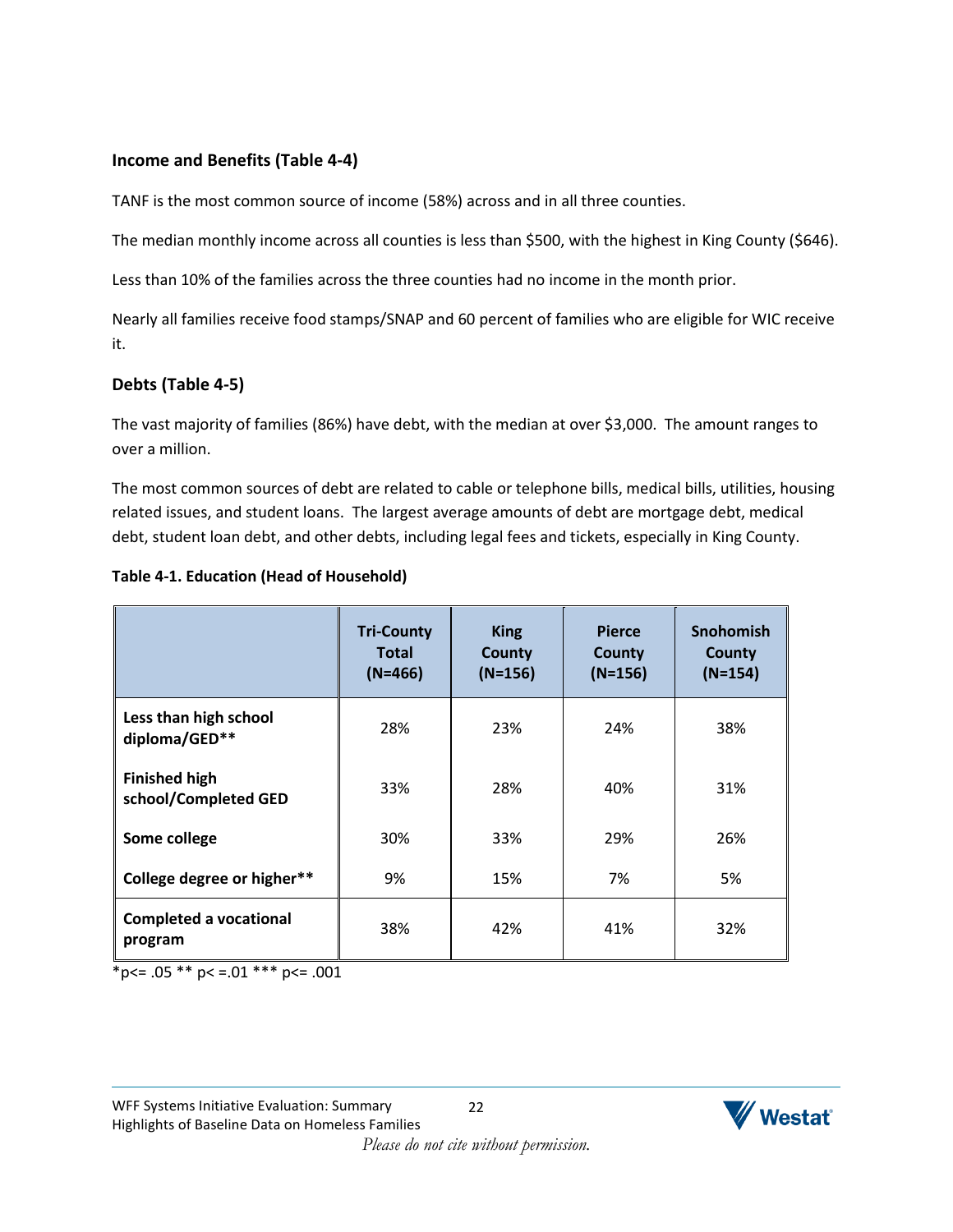### Income and Benefits (Table 4-4)

TANF is the most common source of income (58%) across and in all three counties.

The median monthly income across all counties is less than $500, with the highest in King County ($646).

Less than 10% of the families across the three counties had no income in the month prior.

Nearly all families receive food stamps/SNAP and 60 percent of families who are eligible for WIC receive it.

### Debts (Table 4-5)

The vast majority of families (86%) have debt, with the median at over $3,000. The amount ranges to over a million.

The most common sources of debt are related to cable or telephone bills, medical bills, utilities, housing related issues, and student loans. The largest average amounts of debt are mortgage debt, medical debt, student loan debt, and other debts, including legal fees and tickets, especially in King County.

**Table 4-1. Education (Head of Household)**

| | Tri-County Total (N=466) | King County (N=156) | Pierce County (N=156) | Snohomish County (N=154) |
|---|---|---|---|---|
| **Less than high school diploma/GED\*\*** | 28% | 23% | 24% | 38% |
| **Finished high school/Completed GED** | 33% | 28% | 40% | 31% |
| **Some college** | 30% | 33% | 29% | 26% |
| **College degree or higher\*\*** | 9% | 15% | 7% | 5% |
| **Completed a vocational program** | 38% | 42% | 41% | 32% |

*p<= .05 ** p< =.01 *** p<= .001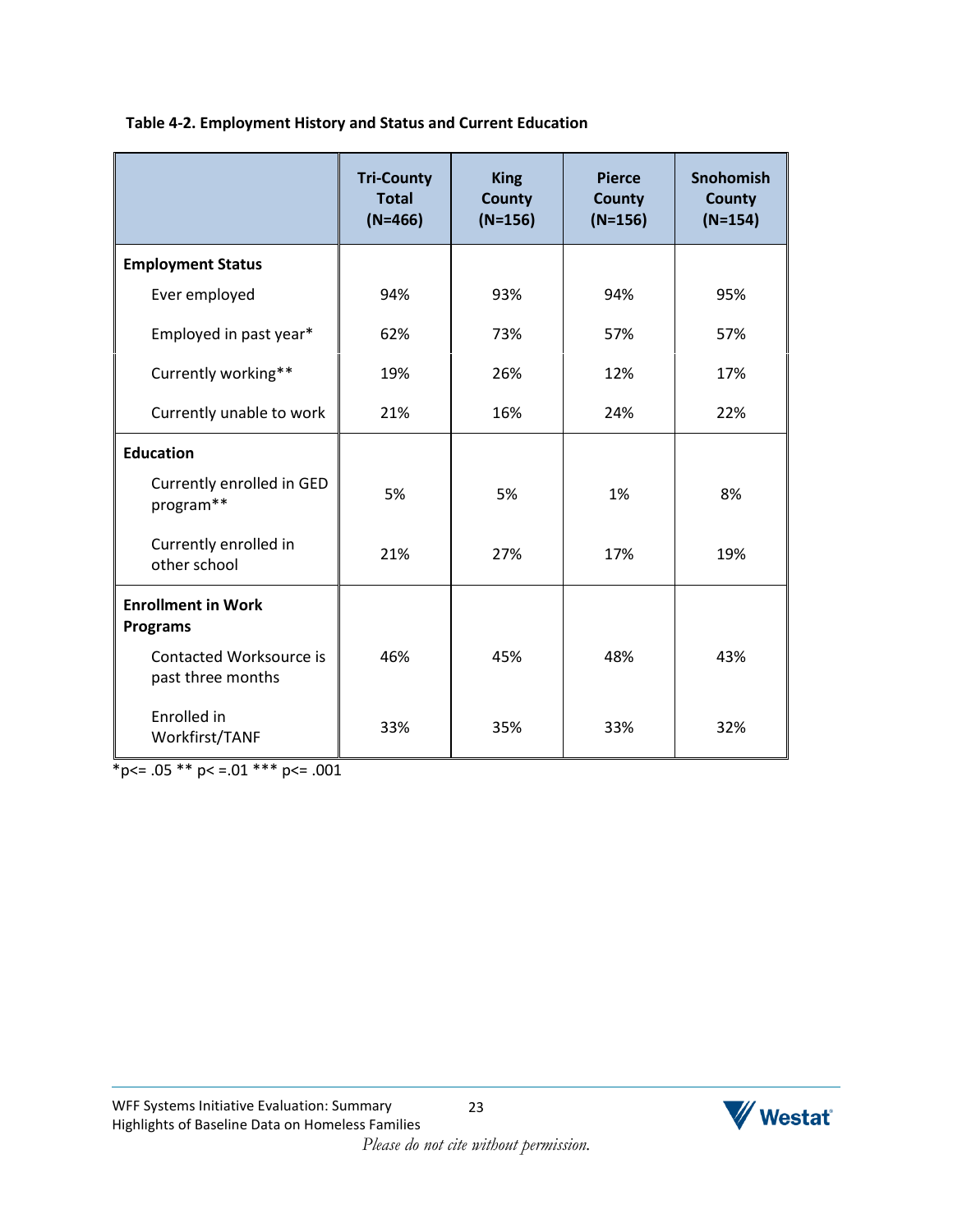**Table 4-2. Employment History and Status and Current Education**

| | Tri-County Total (N=466) | King County (N=156) | Pierce County (N=156) | Snohomish County (N=154) |
|---|---|---|---|---|
| **Employment Status** | | | | |
| Ever employed | 94% | 93% | 94% | 95% |
| Employed in past year* | 62% | 73% | 57% | 57% |
| Currently working** | 19% | 26% | 12% | 17% |
| Currently unable to work | 21% | 16% | 24% | 22% |
| **Education** | | | | |
| Currently enrolled in GED program** | 5% | 5% | 1% | 8% |
| Currently enrolled in other school | 21% | 27% | 17% | 19% |
| **Enrollment in Work Programs** | | | | |
| Contacted Worksource is past three months | 46% | 45% | 48% | 43% |
| Enrolled in Workfirst/TANF | 33% | 35% | 33% | 32% |

*p<= .05 ** p< =.01 *** p<= .001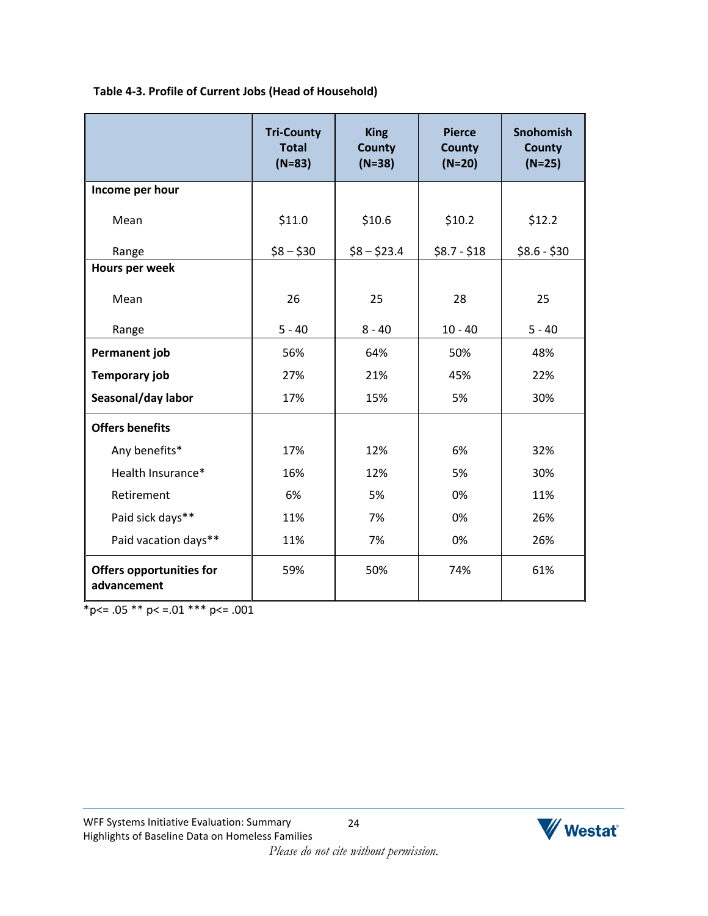**Table 4-3. Profile of Current Jobs (Head of Household)**

| | Tri-County Total (N=83) | King County (N=38) | Pierce County (N=20) | Snohomish County (N=25) |
|---|---|---|---|---|
| **Income per hour** | | | | |
| Mean | $11.0 | $10.6 | $10.2 | $12.2 |
| Range | $8 – $30 | $8 – $23.4 | $8.7 - $18 | $8.6 - $30 |
| **Hours per week** | | | | |
| Mean | 26 | 25 | 28 | 25 |
| Range | 5 - 40 | 8 - 40 | 10 - 40 | 5 - 40 |
| **Permanent job** | 56% | 64% | 50% | 48% |
| **Temporary job** | 27% | 21% | 45% | 22% |
| **Seasonal/day labor** | 17% | 15% | 5% | 30% |
| **Offers benefits** | | | | |
| Any benefits* | 17% | 12% | 6% | 32% |
| Health Insurance* | 16% | 12% | 5% | 30% |
| Retirement | 6% | 5% | 0% | 11% |
| Paid sick days** | 11% | 7% | 0% | 26% |
| Paid vacation days** | 11% | 7% | 0% | 26% |
| **Offers opportunities for advancement** | 59% | 50% | 74% | 61% |

*p<= .05 ** p< =.01 *** p<= .001

*Please do not cite without permission.*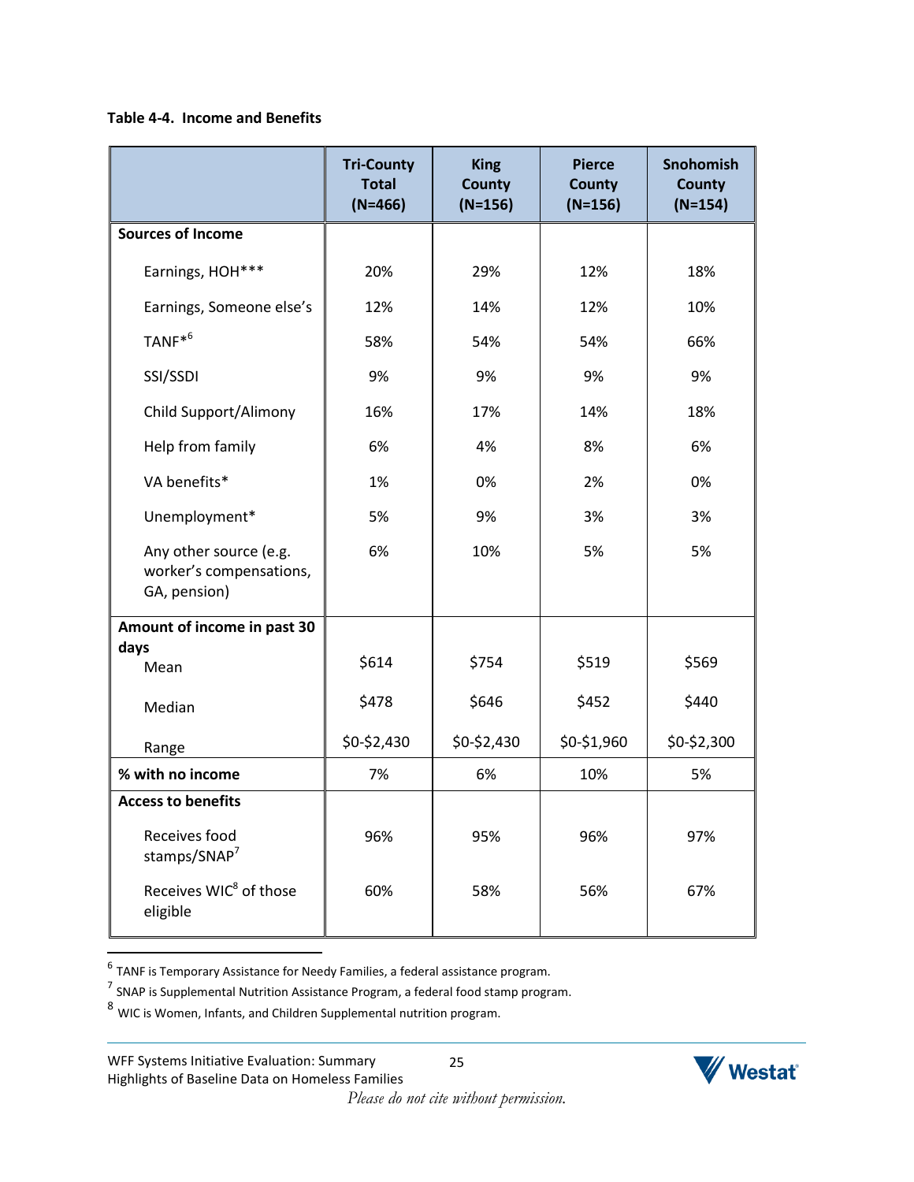**Table 4-4. Income and Benefits**

| | Tri-County Total (N=466) | King County (N=156) | Pierce County (N=156) | Snohomish County (N=154) |
|---|---|---|---|---|
| **Sources of Income** | | | | |
| Earnings, HOH*** | 20% | 29% | 12% | 18% |
| Earnings, Someone else's | 12% | 14% | 12% | 10% |
| TANF*[6] | 58% | 54% | 54% | 66% |
| SSI/SSDI | 9% | 9% | 9% | 9% |
| Child Support/Alimony | 16% | 17% | 14% | 18% |
| Help from family | 6% | 4% | 8% | 6% |
| VA benefits* | 1% | 0% | 2% | 0% |
| Unemployment* | 5% | 9% | 3% | 3% |
| Any other source (e.g. worker's compensations, GA, pension) | 6% | 10% | 5% | 5% |
| **Amount of income in past 30 days** | | | | |
| Mean | $614 | $754 | $519 | $569 |
| Median | $478 | $646 | $452 | $440 |
| Range | $0-$2,430 | $0-$2,430 | $0-$1,960 | $0-$2,300 |
| **% with no income** | 7% | 6% | 10% | 5% |
| **Access to benefits** | | | | |
| Receives food stamps/SNAP[7] | 96% | 95% | 96% | 97% |
| Receives WIC[8] of those eligible | 60% | 58% | 56% | 67% |

[6] TANF is Temporary Assistance for Needy Families, a federal assistance program.

[7] SNAP is Supplemental Nutrition Assistance Program, a federal food stamp program.

[8] WIC is Women, Infants, and Children Supplemental nutrition program.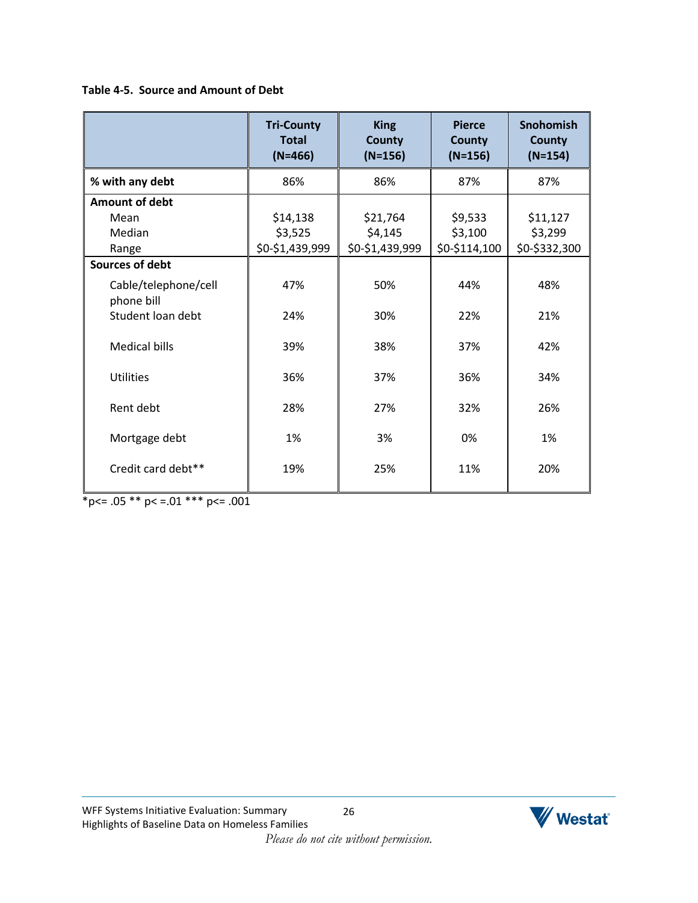**Table 4-5. Source and Amount of Debt**

| | Tri-County Total (N=466) | King County (N=156) | Pierce County (N=156) | Snohomish County (N=154) |
|---|---|---|---|---|
| **% with any debt** | 86% | 86% | 87% | 87% |
| **Amount of debt** | | | | |
| Mean | $14,138 | $21,764 | $9,533 | $11,127 |
| Median | $3,525 | $4,145 | $3,100 | $3,299 |
| Range | $0-$1,439,999 | $0-$1,439,999 | $0-$114,100 | $0-$332,300 |
| **Sources of debt** | | | | |
| Cable/telephone/cell phone bill | 47% | 50% | 44% | 48% |
| Student loan debt | 24% | 30% | 22% | 21% |
| Medical bills | 39% | 38% | 37% | 42% |
| Utilities | 36% | 37% | 36% | 34% |
| Rent debt | 28% | 27% | 32% | 26% |
| Mortgage debt | 1% | 3% | 0% | 1% |
| Credit card debt** | 19% | 25% | 11% | 20% |

*p<= .05 ** p< =.01 *** p<= .001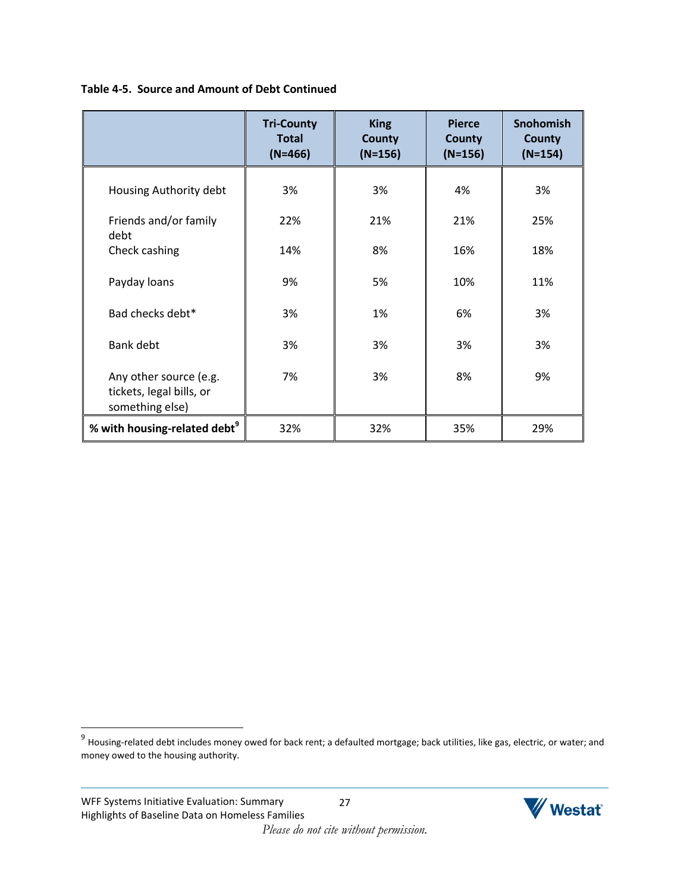**Table 4-5. Source and Amount of Debt Continued**

| | Tri-County Total (N=466) | King County (N=156) | Pierce County (N=156) | Snohomish County (N=154) |
|---|---|---|---|---|
| Housing Authority debt | 3% | 3% | 4% | 3% |
| Friends and/or family debt | 22% | 21% | 21% | 25% |
| Check cashing | 14% | 8% | 16% | 18% |
| Payday loans | 9% | 5% | 10% | 11% |
| Bad checks debt* | 3% | 1% | 6% | 3% |
| Bank debt | 3% | 3% | 3% | 3% |
| Any other source (e.g. tickets, legal bills, or something else) | 7% | 3% | 8% | 9% |
| **% with housing-related debt[9]** | 32% | 32% | 35% | 29% |

[9] Housing-related debt includes money owed for back rent; a defaulted mortgage; back utilities, like gas, electric, or water; and money owed to the housing authority.

*Please do not cite without permission.*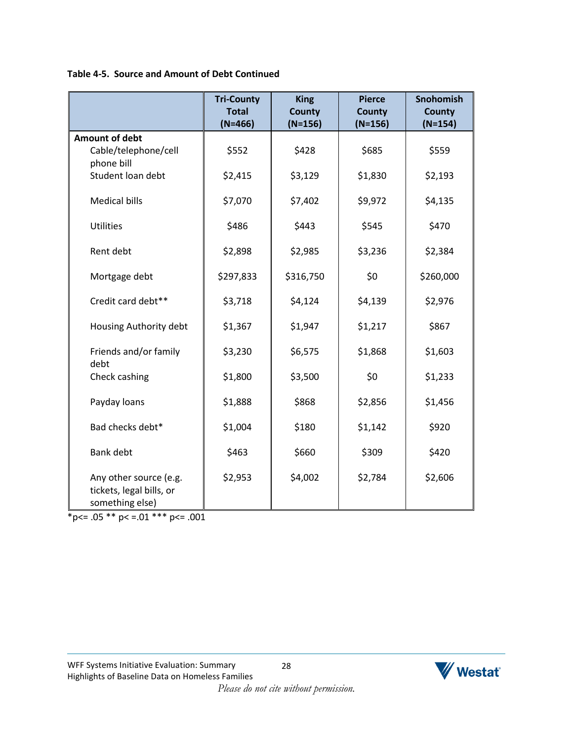**Table 4-5. Source and Amount of Debt Continued**

| | Tri-County Total (N=466) | King County (N=156) | Pierce County (N=156) | Snohomish County (N=154) |
|---|---|---|---|---|
| **Amount of debt** | | | | |
| Cable/telephone/cell phone bill | $552 | $428 | $685 | $559 |
| Student loan debt | $2,415 | $3,129 | $1,830 | $2,193 |
| Medical bills | $7,070 | $7,402 | $9,972 | $4,135 |
| Utilities | $486 | $443 | $545 | $470 |
| Rent debt | $2,898 | $2,985 | $3,236 | $2,384 |
| Mortgage debt | $297,833 | $316,750 | $0 | $260,000 |
| Credit card debt** | $3,718 | $4,124 | $4,139 | $2,976 |
| Housing Authority debt | $1,367 | $1,947 | $1,217 | $867 |
| Friends and/or family debt | $3,230 | $6,575 | $1,868 | $1,603 |
| Check cashing | $1,800 | $3,500 | $0 | $1,233 |
| Payday loans | $1,888 | $868 | $2,856 | $1,456 |
| Bad checks debt* | $1,004 | $180 | $1,142 | $920 |
| Bank debt | $463 | $660 | $309 | $420 |
| Any other source (e.g. tickets, legal bills, or something else) | $2,953 | $4,002 | $2,784 | $2,606 |

*p<= .05 ** p< =.01 *** p<= .001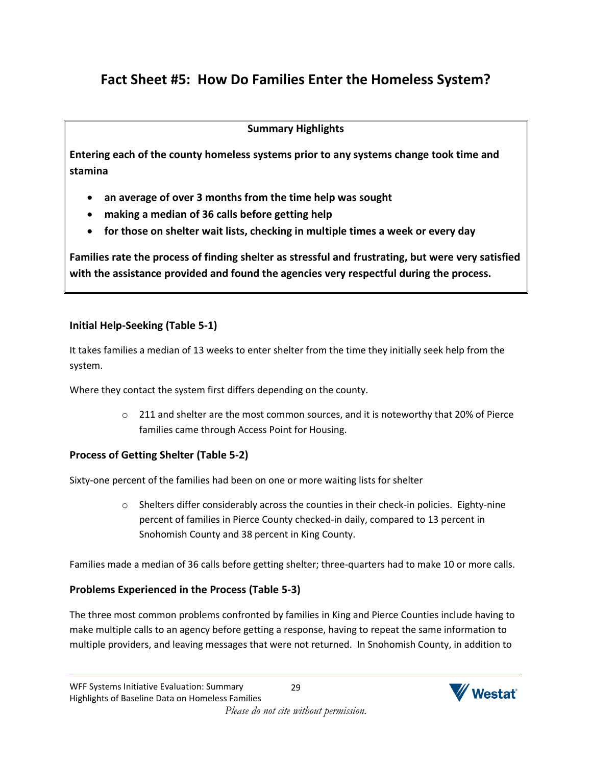# Fact Sheet #5: How Do Families Enter the Homeless System?

**Summary Highlights**

**Entering each of the county homeless systems prior to any systems change took time and stamina**

- **an average of over 3 months from the time help was sought**
- **making a median of 36 calls before getting help**
- **for those on shelter wait lists, checking in multiple times a week or every day**

**Families rate the process of finding shelter as stressful and frustrating, but were very satisfied with the assistance provided and found the agencies very respectful during the process.**

### Initial Help-Seeking (Table 5-1)

It takes families a median of 13 weeks to enter shelter from the time they initially seek help from the system.

Where they contact the system first differs depending on the county.

- 211 and shelter are the most common sources, and it is noteworthy that 20% of Pierce families came through Access Point for Housing.

### Process of Getting Shelter (Table 5-2)

Sixty-one percent of the families had been on one or more waiting lists for shelter

- Shelters differ considerably across the counties in their check-in policies. Eighty-nine percent of families in Pierce County checked-in daily, compared to 13 percent in Snohomish County and 38 percent in King County.

Families made a median of 36 calls before getting shelter; three-quarters had to make 10 or more calls.

### Problems Experienced in the Process (Table 5-3)

The three most common problems confronted by families in King and Pierce Counties include having to make multiple calls to an agency before getting a response, having to repeat the same information to multiple providers, and leaving messages that were not returned. In Snohomish County, in addition to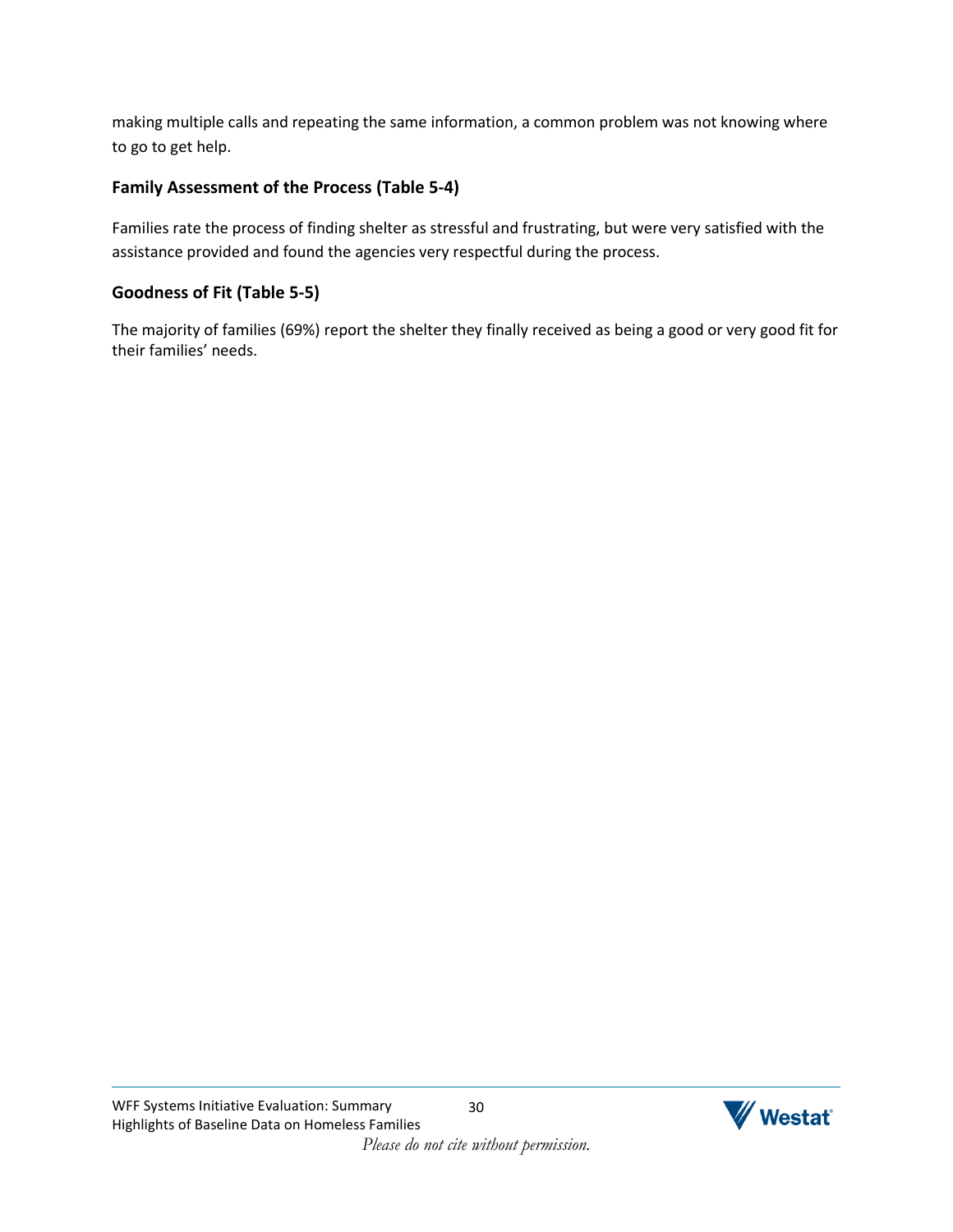making multiple calls and repeating the same information, a common problem was not knowing where to go to get help.

### Family Assessment of the Process (Table 5-4)

Families rate the process of finding shelter as stressful and frustrating, but were very satisfied with the assistance provided and found the agencies very respectful during the process.

### Goodness of Fit (Table 5-5)

The majority of families (69%) report the shelter they finally received as being a good or very good fit for their families' needs.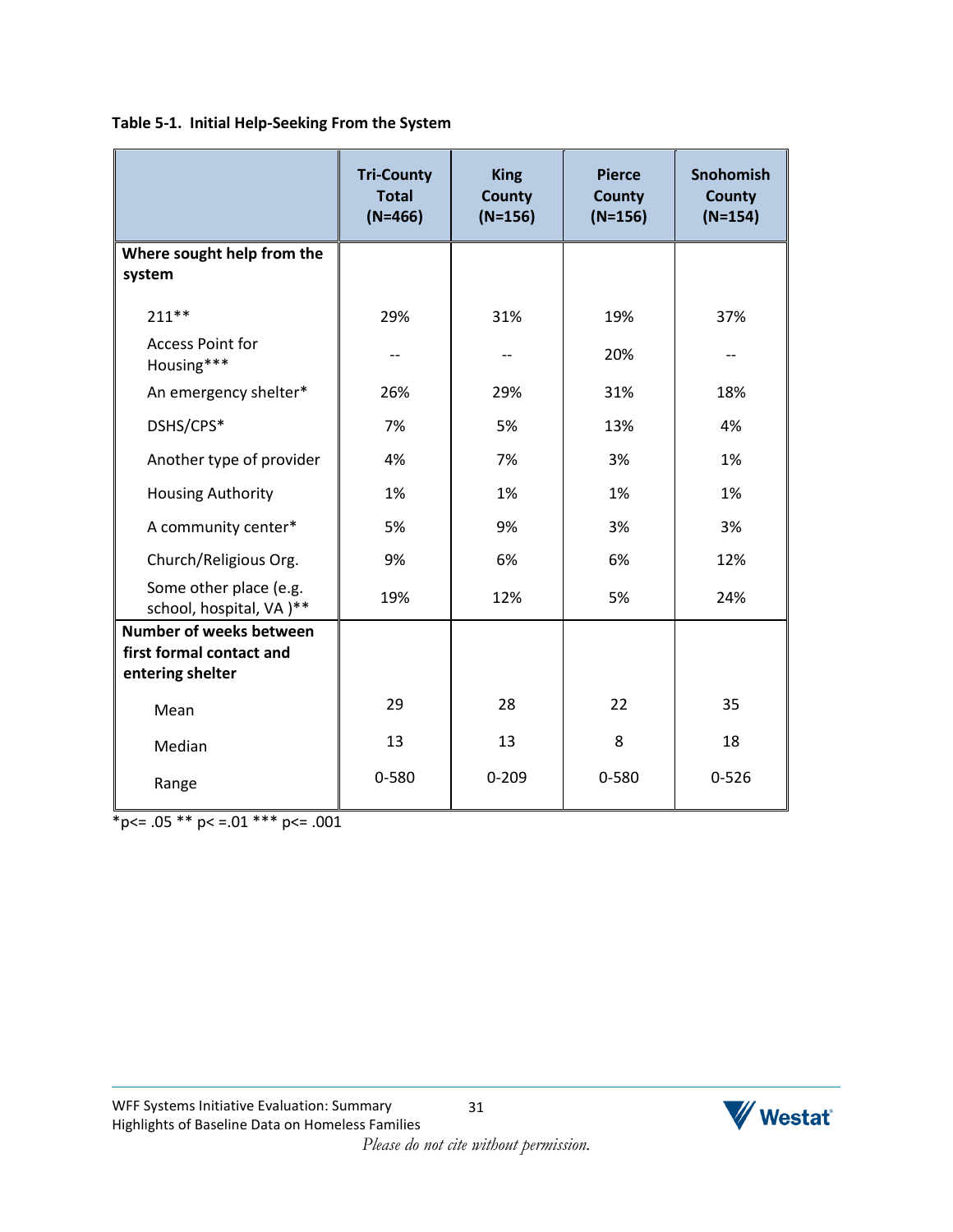**Table 5-1. Initial Help-Seeking From the System**

| | Tri-County Total (N=466) | King County (N=156) | Pierce County (N=156) | Snohomish County (N=154) |
|---|---|---|---|---|
| **Where sought help from the system** | | | | |
| 211** | 29% | 31% | 19% | 37% |
| Access Point for Housing*** | -- | -- | 20% | -- |
| An emergency shelter* | 26% | 29% | 31% | 18% |
| DSHS/CPS* | 7% | 5% | 13% | 4% |
| Another type of provider | 4% | 7% | 3% | 1% |
| Housing Authority | 1% | 1% | 1% | 1% |
| A community center* | 5% | 9% | 3% | 3% |
| Church/Religious Org. | 9% | 6% | 6% | 12% |
| Some other place (e.g. school, hospital, VA )** | 19% | 12% | 5% | 24% |
| **Number of weeks between first formal contact and entering shelter** | | | | |
| Mean | 29 | 28 | 22 | 35 |
| Median | 13 | 13 | 8 | 18 |
| Range | 0-580 | 0-209 | 0-580 | 0-526 |

*p<= .05 ** p< =.01 *** p<= .001

*Please do not cite without permission.*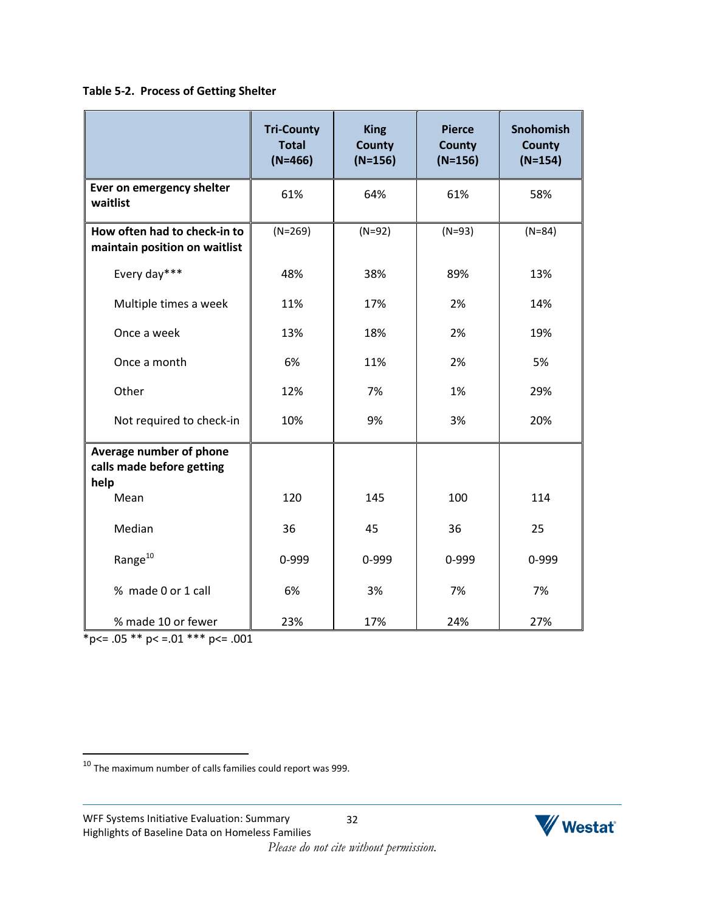**Table 5-2. Process of Getting Shelter**

| | Tri-County Total (N=466) | King County (N=156) | Pierce County (N=156) | Snohomish County (N=154) |
|---|---|---|---|---|
| **Ever on emergency shelter waitlist** | 61% | 64% | 61% | 58% |
| **How often had to check-in to maintain position on waitlist** | (N=269) | (N=92) | (N=93) | (N=84) |
| Every day*** | 48% | 38% | 89% | 13% |
| Multiple times a week | 11% | 17% | 2% | 14% |
| Once a week | 13% | 18% | 2% | 19% |
| Once a month | 6% | 11% | 2% | 5% |
| Other | 12% | 7% | 1% | 29% |
| Not required to check-in | 10% | 9% | 3% | 20% |
| **Average number of phone calls made before getting help** | | | | |
| Mean | 120 | 145 | 100 | 114 |
| Median | 36 | 45 | 36 | 25 |
| Range[10] | 0-999 | 0-999 | 0-999 | 0-999 |
| % made 0 or 1 call | 6% | 3% | 7% | 7% |
| % made 10 or fewer | 23% | 17% | 24% | 27% |

*p<= .05 ** p< =.01 *** p<= .001

[10] The maximum number of calls families could report was 999.

*Please do not cite without permission.*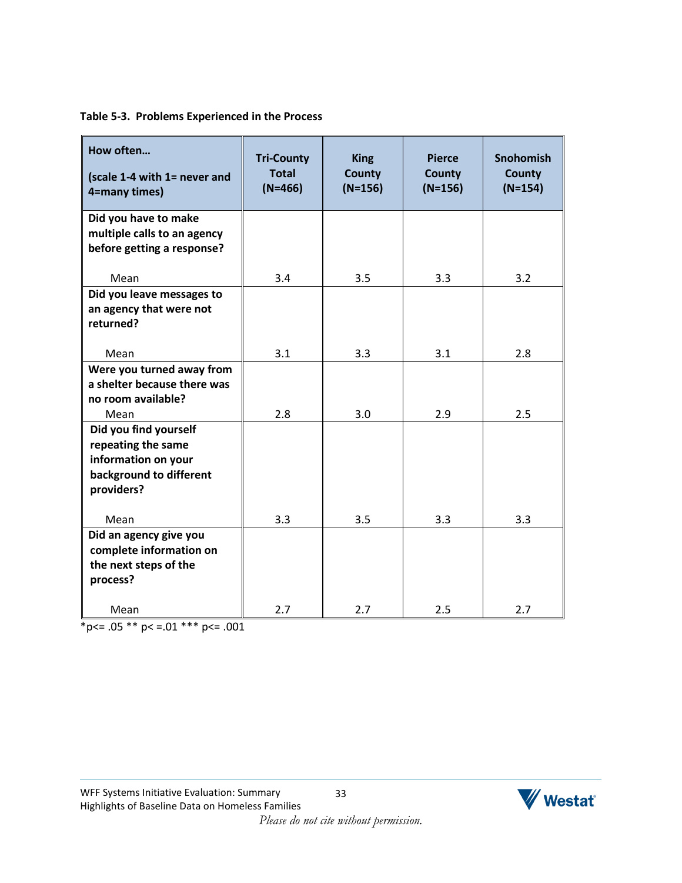**Table 5-3. Problems Experienced in the Process**

| How often… (scale 1-4 with 1= never and 4=many times) | Tri-County Total (N=466) | King County (N=156) | Pierce County (N=156) | Snohomish County (N=154) |
|---|---|---|---|---|
| **Did you have to make multiple calls to an agency before getting a response?** | | | | |
| Mean | 3.4 | 3.5 | 3.3 | 3.2 |
| **Did you leave messages to an agency that were not returned?** | | | | |
| Mean | 3.1 | 3.3 | 3.1 | 2.8 |
| **Were you turned away from a shelter because there was no room available?** | | | | |
| Mean | 2.8 | 3.0 | 2.9 | 2.5 |
| **Did you find yourself repeating the same information on your background to different providers?** | | | | |
| Mean | 3.3 | 3.5 | 3.3 | 3.3 |
| **Did an agency give you complete information on the next steps of the process?** | | | | |
| Mean | 2.7 | 2.7 | 2.5 | 2.7 |

*p<= .05 ** p< =.01 *** p<= .001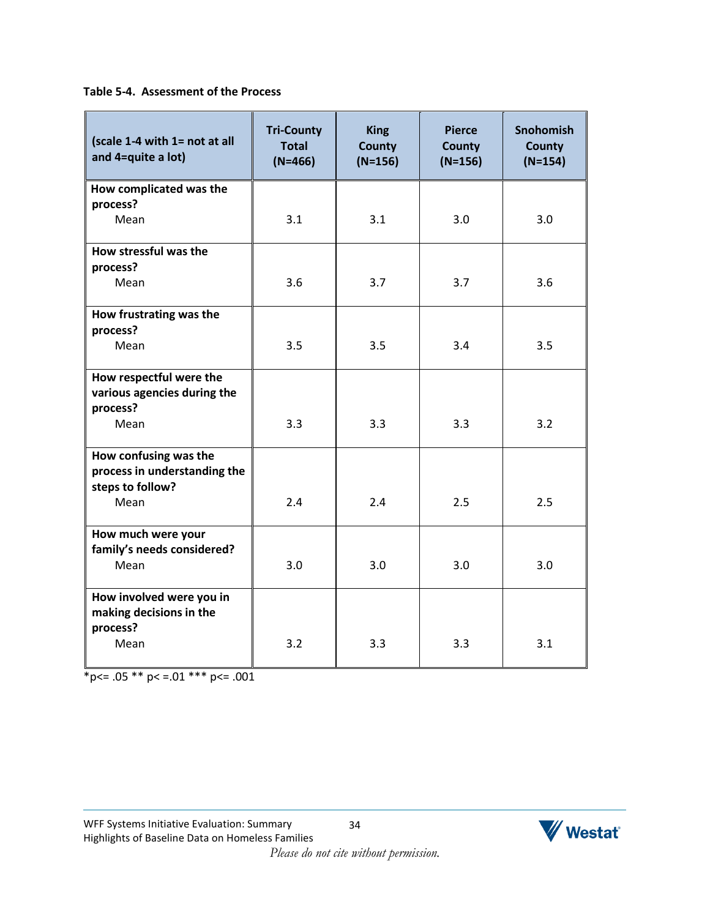**Table 5-4. Assessment of the Process**

| (scale 1-4 with 1= not at all and 4=quite a lot) | Tri-County Total (N=466) | King County (N=156) | Pierce County (N=156) | Snohomish County (N=154) |
|---|---|---|---|---|
| **How complicated was the process?** Mean | 3.1 | 3.1 | 3.0 | 3.0 |
| **How stressful was the process?** Mean | 3.6 | 3.7 | 3.7 | 3.6 |
| **How frustrating was the process?** Mean | 3.5 | 3.5 | 3.4 | 3.5 |
| **How respectful were the various agencies during the process?** Mean | 3.3 | 3.3 | 3.3 | 3.2 |
| **How confusing was the process in understanding the steps to follow?** Mean | 2.4 | 2.4 | 2.5 | 2.5 |
| **How much were your family's needs considered?** Mean | 3.0 | 3.0 | 3.0 | 3.0 |
| **How involved were you in making decisions in the process?** Mean | 3.2 | 3.3 | 3.3 | 3.1 |

*p<= .05 ** p< =.01 *** p<= .001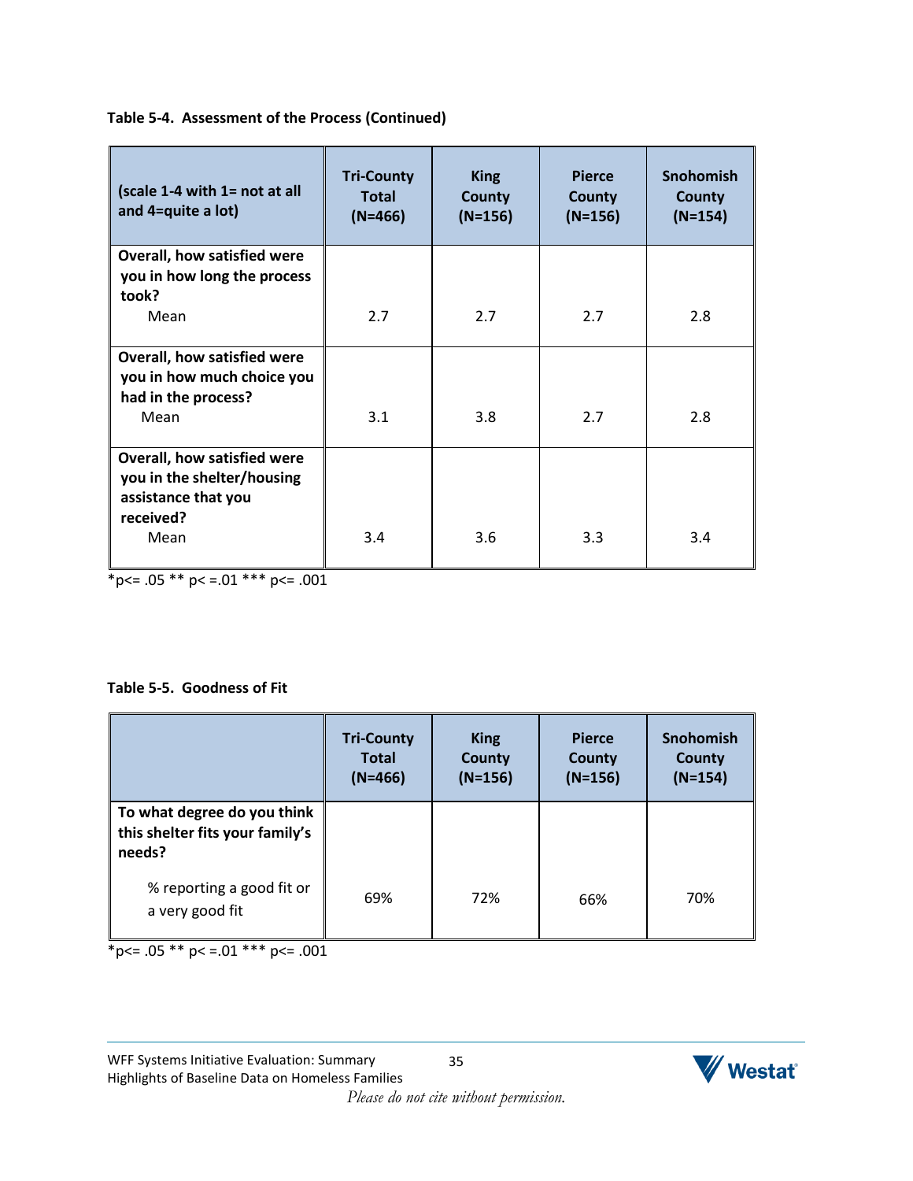**Table 5-4. Assessment of the Process (Continued)**

| (scale 1-4 with 1= not at all and 4=quite a lot) | Tri-County Total (N=466) | King County (N=156) | Pierce County (N=156) | Snohomish County (N=154) |
|---|---|---|---|---|
| **Overall, how satisfied were you in how long the process took?** Mean | 2.7 | 2.7 | 2.7 | 2.8 |
| **Overall, how satisfied were you in how much choice you had in the process?** Mean | 3.1 | 3.8 | 2.7 | 2.8 |
| **Overall, how satisfied were you in the shelter/housing assistance that you received?** Mean | 3.4 | 3.6 | 3.3 | 3.4 |

*p<= .05 ** p< =.01 *** p<= .001

**Table 5-5. Goodness of Fit**

| | Tri-County Total (N=466) | King County (N=156) | Pierce County (N=156) | Snohomish County (N=154) |
|---|---|---|---|---|
| **To what degree do you think this shelter fits your family's needs?** % reporting a good fit or a very good fit | 69% | 72% | 66% | 70% |

*p<= .05 ** p< =.01 *** p<= .001